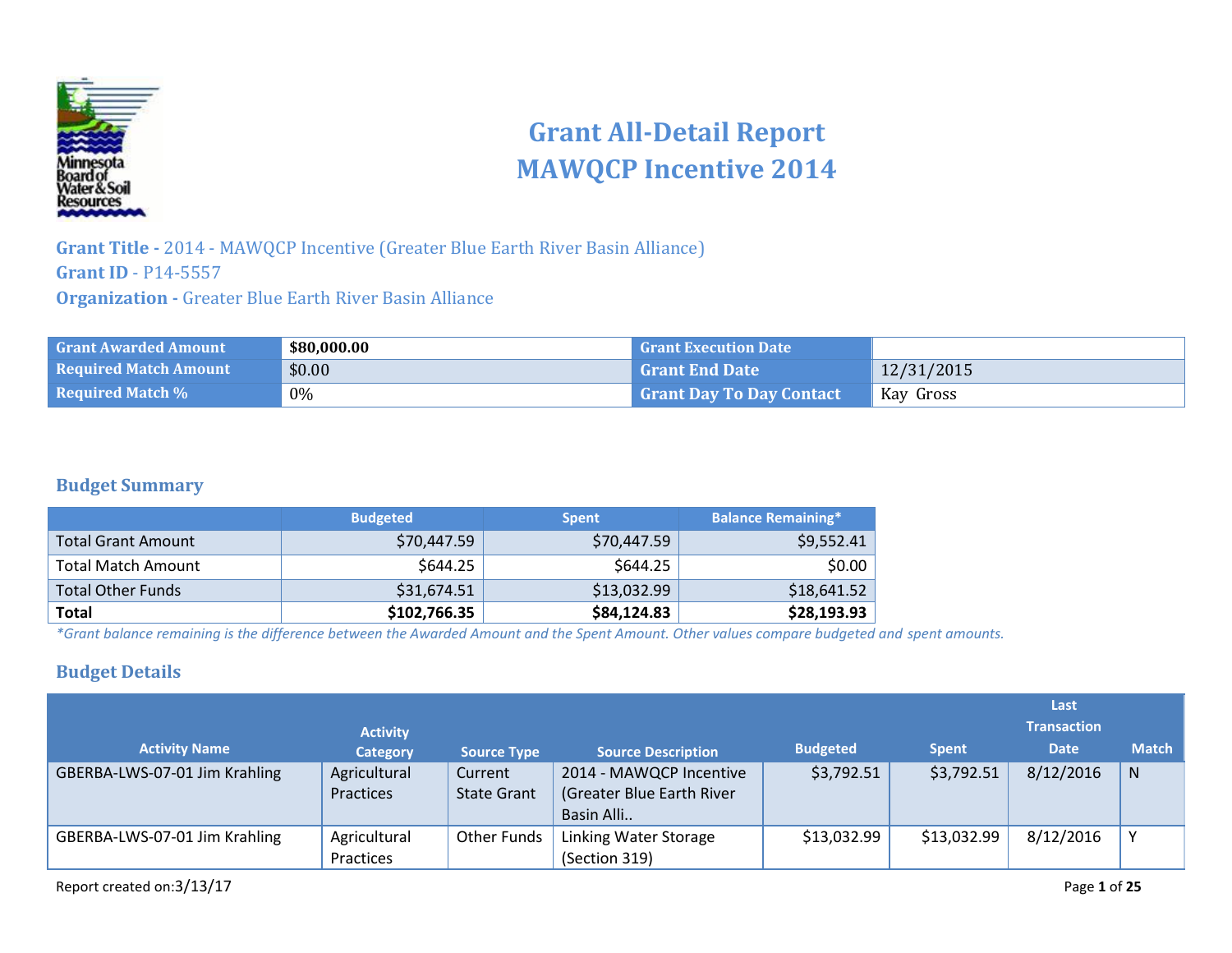# Grant All-Detail Report
# MAWQCP Incentive 2014

**Grant Title -** 2014 - MAWQCP Incentive (Greater Blue Earth River Basin Alliance)
**Grant ID** - P14-5557
**Organization -** Greater Blue Earth River Basin Alliance

| Grant Awarded Amount | **$80,000.00** | Grant Execution Date | |
|---|---|---|---|
| Required Match Amount | $0.00 | Grant End Date | 12/31/2015 |
| Required Match % | 0% | Grant Day To Day Contact | Kay Gross |

## Budget Summary

| | Budgeted | Spent | Balance Remaining* |
|---|---|---|---|
| Total Grant Amount | $70,447.59 | $70,447.59 | $9,552.41 |
| Total Match Amount | $644.25 | $644.25 | $0.00 |
| Total Other Funds | $31,674.51 | $13,032.99 | $18,641.52 |
| **Total** | **$102,766.35** | **$84,124.83** | **$28,193.93** |

*\*Grant balance remaining is the difference between the Awarded Amount and the Spent Amount. Other values compare budgeted and spent amounts.*

## Budget Details

| Activity Name | Activity Category | Source Type | Source Description | Budgeted | Spent | Last Transaction Date | Match |
|---|---|---|---|---|---|---|---|
| GBERBA-LWS-07-01 Jim Krahling | Agricultural Practices | Current State Grant | 2014 - MAWQCP Incentive (Greater Blue Earth River Basin Alli.. | $3,792.51 | $3,792.51 | 8/12/2016 | N |
| GBERBA-LWS-07-01 Jim Krahling | Agricultural Practices | Other Funds | Linking Water Storage (Section 319) | $13,032.99 | $13,032.99 | 8/12/2016 | Y |

Report created on:3/13/17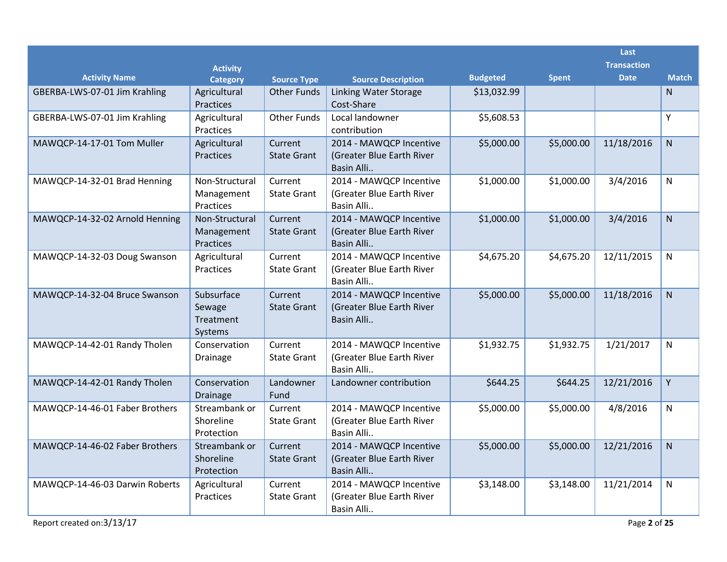| Activity Name | Activity Category | Source Type | Source Description | Budgeted | Spent | Last Transaction Date | Match |
|---|---|---|---|---|---|---|---|
| GBERBA-LWS-07-01 Jim Krahling | Agricultural Practices | Other Funds | Linking Water Storage Cost-Share | $13,032.99 | | | N |
| GBERBA-LWS-07-01 Jim Krahling | Agricultural Practices | Other Funds | Local landowner contribution | $5,608.53 | | | Y |
| MAWQCP-14-17-01 Tom Muller | Agricultural Practices | Current State Grant | 2014 - MAWQCP Incentive (Greater Blue Earth River Basin Alli.. | $5,000.00 | $5,000.00 | 11/18/2016 | N |
| MAWQCP-14-32-01 Brad Henning | Non-Structural Management Practices | Current State Grant | 2014 - MAWQCP Incentive (Greater Blue Earth River Basin Alli.. | $1,000.00 | $1,000.00 | 3/4/2016 | N |
| MAWQCP-14-32-02 Arnold Henning | Non-Structural Management Practices | Current State Grant | 2014 - MAWQCP Incentive (Greater Blue Earth River Basin Alli.. | $1,000.00 | $1,000.00 | 3/4/2016 | N |
| MAWQCP-14-32-03 Doug Swanson | Agricultural Practices | Current State Grant | 2014 - MAWQCP Incentive (Greater Blue Earth River Basin Alli.. | $4,675.20 | $4,675.20 | 12/11/2015 | N |
| MAWQCP-14-32-04 Bruce Swanson | Subsurface Sewage Treatment Systems | Current State Grant | 2014 - MAWQCP Incentive (Greater Blue Earth River Basin Alli.. | $5,000.00 | $5,000.00 | 11/18/2016 | N |
| MAWQCP-14-42-01 Randy Tholen | Conservation Drainage | Current State Grant | 2014 - MAWQCP Incentive (Greater Blue Earth River Basin Alli.. | $1,932.75 | $1,932.75 | 1/21/2017 | N |
| MAWQCP-14-42-01 Randy Tholen | Conservation Drainage | Landowner Fund | Landowner contribution | $644.25 | $644.25 | 12/21/2016 | Y |
| MAWQCP-14-46-01 Faber Brothers | Streambank or Shoreline Protection | Current State Grant | 2014 - MAWQCP Incentive (Greater Blue Earth River Basin Alli.. | $5,000.00 | $5,000.00 | 4/8/2016 | N |
| MAWQCP-14-46-02 Faber Brothers | Streambank or Shoreline Protection | Current State Grant | 2014 - MAWQCP Incentive (Greater Blue Earth River Basin Alli.. | $5,000.00 | $5,000.00 | 12/21/2016 | N |
| MAWQCP-14-46-03 Darwin Roberts | Agricultural Practices | Current State Grant | 2014 - MAWQCP Incentive (Greater Blue Earth River Basin Alli.. | $3,148.00 | $3,148.00 | 11/21/2014 | N |

Report created on:3/13/17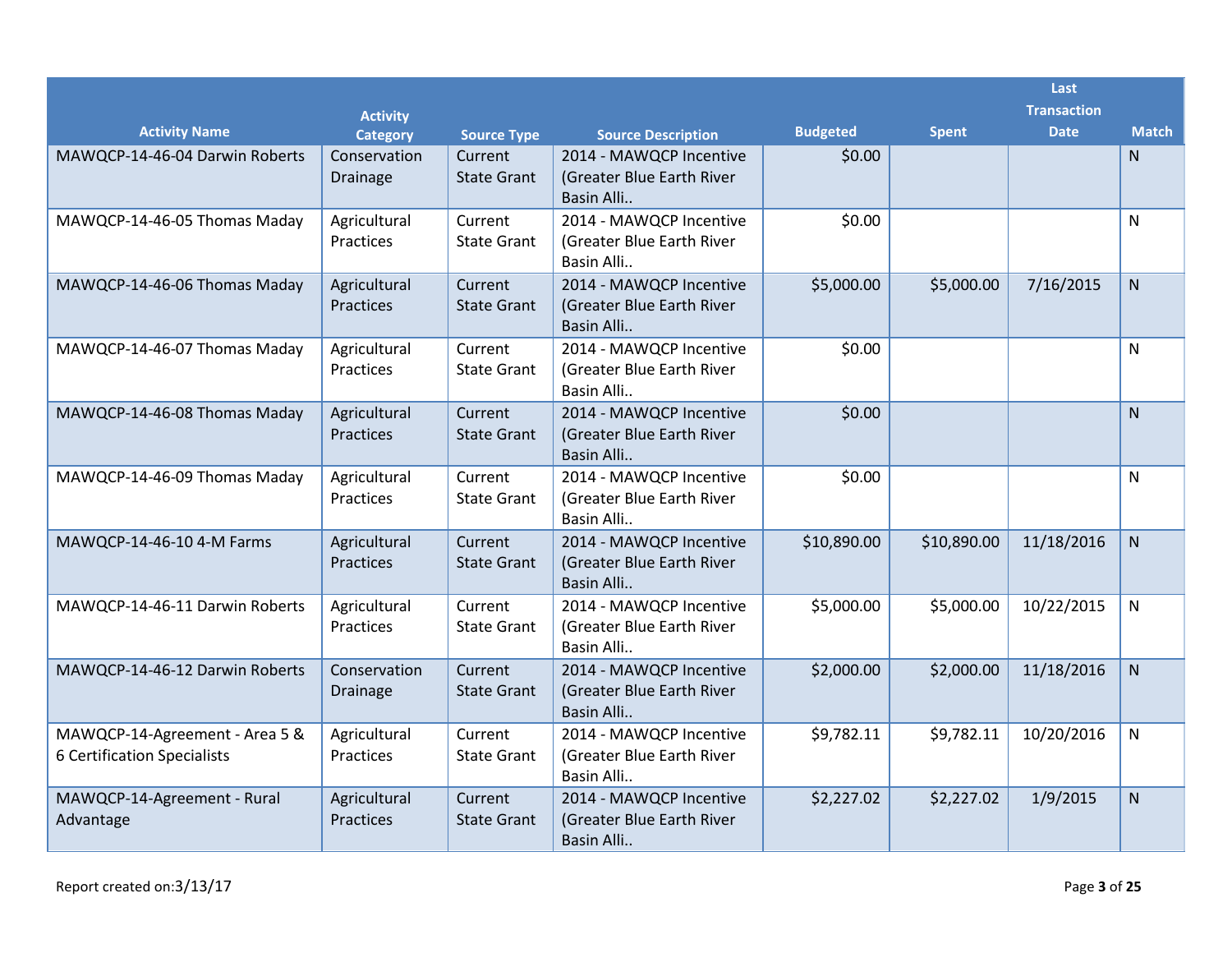| Activity Name | Activity Category | Source Type | Source Description | Budgeted | Spent | Last Transaction Date | Match |
|---|---|---|---|---|---|---|---|
| MAWQCP-14-46-04 Darwin Roberts | Conservation Drainage | Current State Grant | 2014 - MAWQCP Incentive (Greater Blue Earth River Basin Alli.. | $0.00 | | | N |
| MAWQCP-14-46-05 Thomas Maday | Agricultural Practices | Current State Grant | 2014 - MAWQCP Incentive (Greater Blue Earth River Basin Alli.. | $0.00 | | | N |
| MAWQCP-14-46-06 Thomas Maday | Agricultural Practices | Current State Grant | 2014 - MAWQCP Incentive (Greater Blue Earth River Basin Alli.. | $5,000.00 | $5,000.00 | 7/16/2015 | N |
| MAWQCP-14-46-07 Thomas Maday | Agricultural Practices | Current State Grant | 2014 - MAWQCP Incentive (Greater Blue Earth River Basin Alli.. | $0.00 | | | N |
| MAWQCP-14-46-08 Thomas Maday | Agricultural Practices | Current State Grant | 2014 - MAWQCP Incentive (Greater Blue Earth River Basin Alli.. | $0.00 | | | N |
| MAWQCP-14-46-09 Thomas Maday | Agricultural Practices | Current State Grant | 2014 - MAWQCP Incentive (Greater Blue Earth River Basin Alli.. | $0.00 | | | N |
| MAWQCP-14-46-10 4-M Farms | Agricultural Practices | Current State Grant | 2014 - MAWQCP Incentive (Greater Blue Earth River Basin Alli.. | $10,890.00 | $10,890.00 | 11/18/2016 | N |
| MAWQCP-14-46-11 Darwin Roberts | Agricultural Practices | Current State Grant | 2014 - MAWQCP Incentive (Greater Blue Earth River Basin Alli.. | $5,000.00 | $5,000.00 | 10/22/2015 | N |
| MAWQCP-14-46-12 Darwin Roberts | Conservation Drainage | Current State Grant | 2014 - MAWQCP Incentive (Greater Blue Earth River Basin Alli.. | $2,000.00 | $2,000.00 | 11/18/2016 | N |
| MAWQCP-14-Agreement - Area 5 & 6 Certification Specialists | Agricultural Practices | Current State Grant | 2014 - MAWQCP Incentive (Greater Blue Earth River Basin Alli.. | $9,782.11 | $9,782.11 | 10/20/2016 | N |
| MAWQCP-14-Agreement - Rural Advantage | Agricultural Practices | Current State Grant | 2014 - MAWQCP Incentive (Greater Blue Earth River Basin Alli.. | $2,227.02 | $2,227.02 | 1/9/2015 | N |

Report created on:3/13/17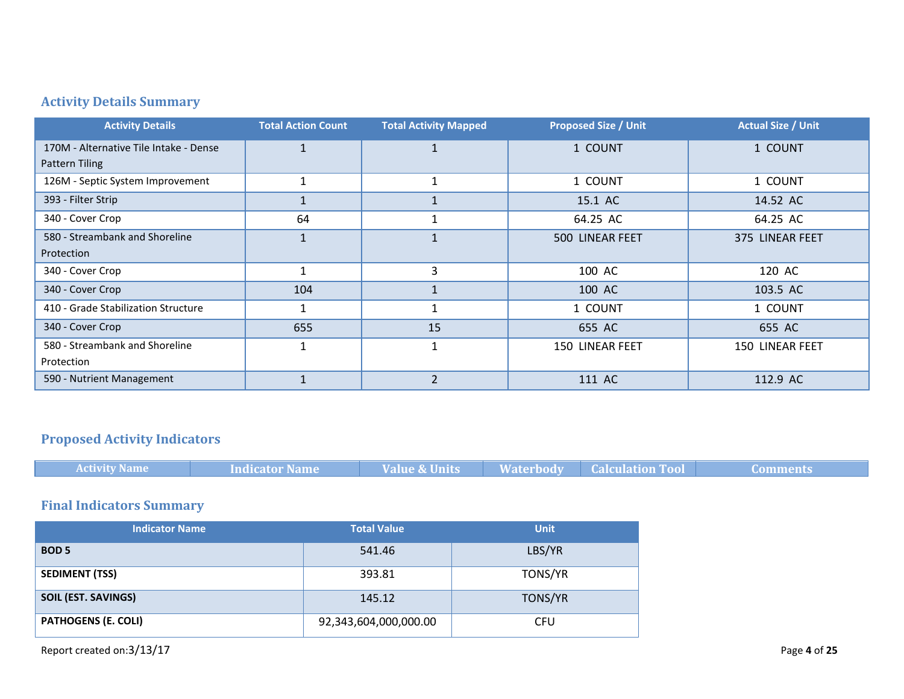## Activity Details Summary

| Activity Details | Total Action Count | Total Activity Mapped | Proposed Size / Unit | Actual Size / Unit |
|---|---|---|---|---|
| 170M - Alternative Tile Intake - Dense Pattern Tiling | 1 | 1 | 1 COUNT | 1 COUNT |
| 126M - Septic System Improvement | 1 | 1 | 1 COUNT | 1 COUNT |
| 393 - Filter Strip | 1 | 1 | 15.1 AC | 14.52 AC |
| 340 - Cover Crop | 64 | 1 | 64.25 AC | 64.25 AC |
| 580 - Streambank and Shoreline Protection | 1 | 1 | 500 LINEAR FEET | 375 LINEAR FEET |
| 340 - Cover Crop | 1 | 3 | 100 AC | 120 AC |
| 340 - Cover Crop | 104 | 1 | 100 AC | 103.5 AC |
| 410 - Grade Stabilization Structure | 1 | 1 | 1 COUNT | 1 COUNT |
| 340 - Cover Crop | 655 | 15 | 655 AC | 655 AC |
| 580 - Streambank and Shoreline Protection | 1 | 1 | 150 LINEAR FEET | 150 LINEAR FEET |
| 590 - Nutrient Management | 1 | 2 | 111 AC | 112.9 AC |

## Proposed Activity Indicators

| Activity Name | Indicator Name | Value & Units | Waterbody | Calculation Tool | Comments |
|---|---|---|---|---|---|

## Final Indicators Summary

| Indicator Name | Total Value | Unit |
|---|---|---|
| **BOD 5** | 541.46 | LBS/YR |
| **SEDIMENT (TSS)** | 393.81 | TONS/YR |
| **SOIL (EST. SAVINGS)** | 145.12 | TONS/YR |
| **PATHOGENS (E. COLI)** | 92,343,604,000,000.00 | CFU |

Report created on:3/13/17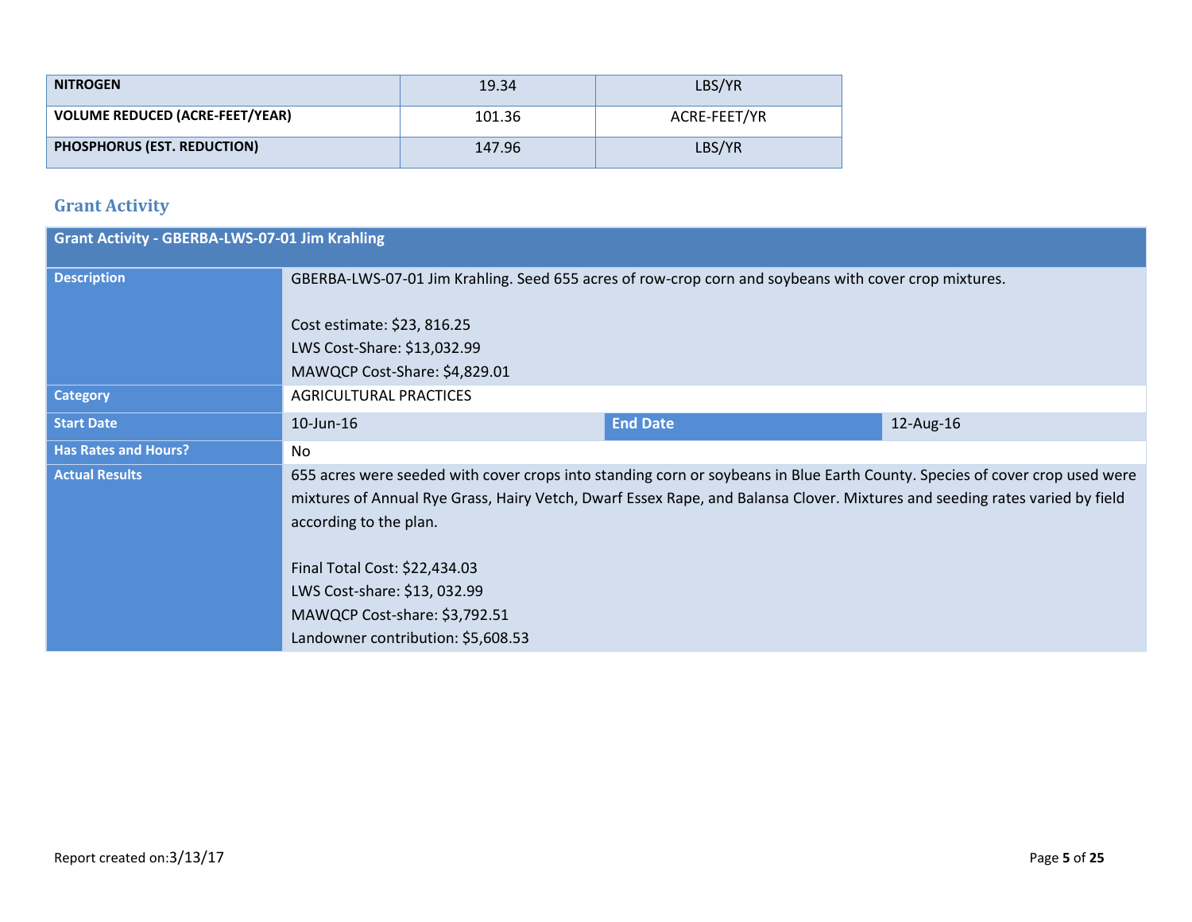| NITROGEN | 19.34 | LBS/YR |
|---|---|---|
| VOLUME REDUCED (ACRE-FEET/YEAR) | 101.36 | ACRE-FEET/YR |
| PHOSPHORUS (EST. REDUCTION) | 147.96 | LBS/YR |

## Grant Activity

| Grant Activity - GBERBA-LWS-07-01 Jim Krahling | | | |
|---|---|---|---|
| **Description** | GBERBA-LWS-07-01 Jim Krahling. Seed 655 acres of row-crop corn and soybeans with cover crop mixtures.<br><br>Cost estimate: $23, 816.25<br>LWS Cost-Share: $13,032.99<br>MAWQCP Cost-Share: $4,829.01 | | |
| **Category** | AGRICULTURAL PRACTICES | | |
| **Start Date** | 10-Jun-16 | **End Date** | 12-Aug-16 |
| **Has Rates and Hours?** | No | | |
| **Actual Results** | 655 acres were seeded with cover crops into standing corn or soybeans in Blue Earth County. Species of cover crop used were mixtures of Annual Rye Grass, Hairy Vetch, Dwarf Essex Rape, and Balansa Clover. Mixtures and seeding rates varied by field according to the plan.<br><br>Final Total Cost: $22,434.03<br>LWS Cost-share: $13, 032.99<br>MAWQCP Cost-share: $3,792.51<br>Landowner contribution: $5,608.53 | | |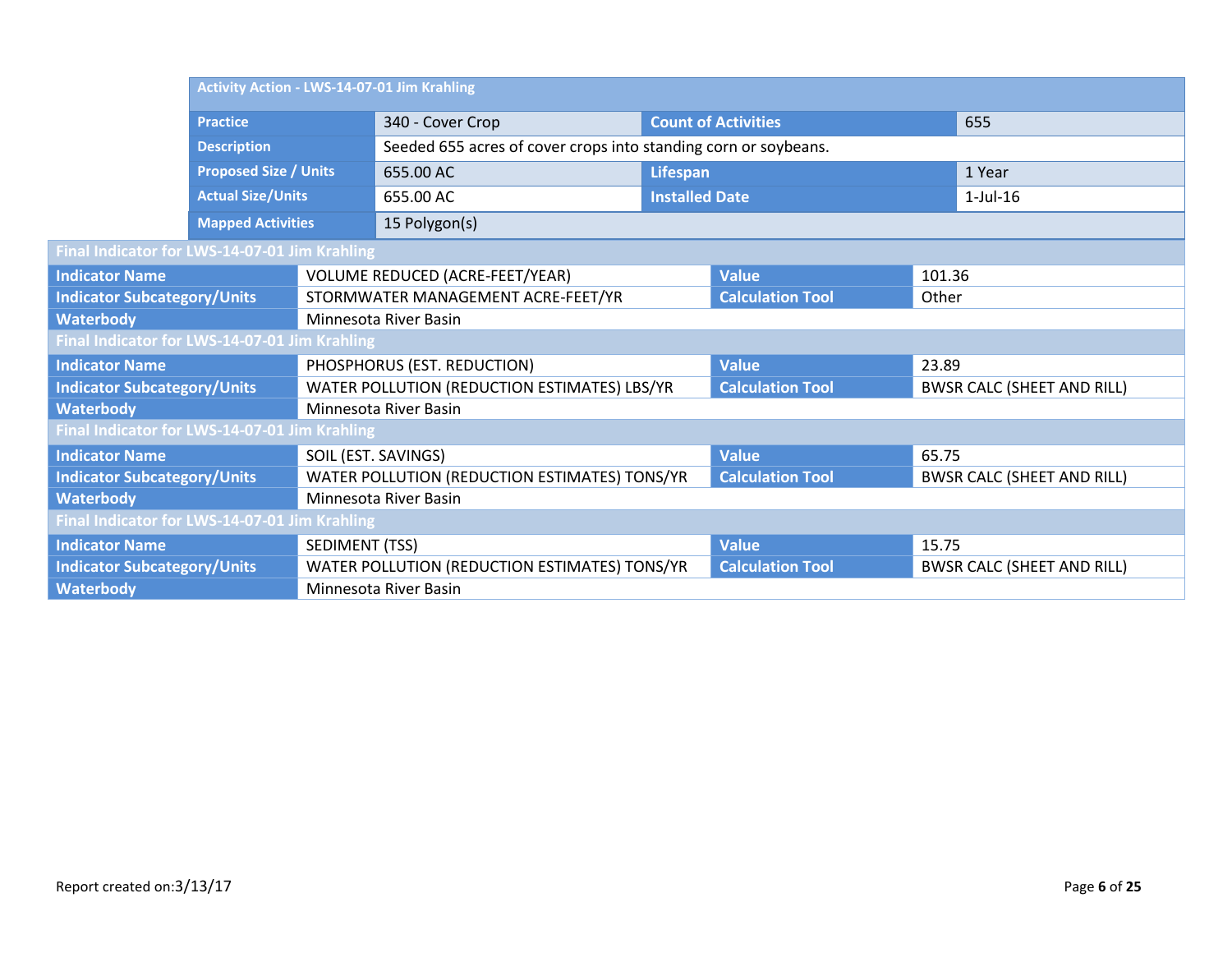| Activity Action - LWS-14-07-01 Jim Krahling | | | |
|---|---|---|---|
| Practice | 340 - Cover Crop | Count of Activities | 655 |
| Description | Seeded 655 acres of cover crops into standing corn or soybeans. | | |
| Proposed Size / Units | 655.00 AC | Lifespan | 1 Year |
| Actual Size/Units | 655.00 AC | Installed Date | 1-Jul-16 |
| Mapped Activities | 15 Polygon(s) | | |

| Final Indicator for LWS-14-07-01 Jim Krahling | | | |
|---|---|---|---|
| Indicator Name | VOLUME REDUCED (ACRE-FEET/YEAR) | Value | 101.36 |
| Indicator Subcategory/Units | STORMWATER MANAGEMENT ACRE-FEET/YR | Calculation Tool | Other |
| Waterbody | Minnesota River Basin | | |

| Final Indicator for LWS-14-07-01 Jim Krahling | | | |
|---|---|---|---|
| Indicator Name | PHOSPHORUS (EST. REDUCTION) | Value | 23.89 |
| Indicator Subcategory/Units | WATER POLLUTION (REDUCTION ESTIMATES) LBS/YR | Calculation Tool | BWSR CALC (SHEET AND RILL) |
| Waterbody | Minnesota River Basin | | |

| Final Indicator for LWS-14-07-01 Jim Krahling | | | |
|---|---|---|---|
| Indicator Name | SOIL (EST. SAVINGS) | Value | 65.75 |
| Indicator Subcategory/Units | WATER POLLUTION (REDUCTION ESTIMATES) TONS/YR | Calculation Tool | BWSR CALC (SHEET AND RILL) |
| Waterbody | Minnesota River Basin | | |

| Final Indicator for LWS-14-07-01 Jim Krahling | | | |
|---|---|---|---|
| Indicator Name | SEDIMENT (TSS) | Value | 15.75 |
| Indicator Subcategory/Units | WATER POLLUTION (REDUCTION ESTIMATES) TONS/YR | Calculation Tool | BWSR CALC (SHEET AND RILL) |
| Waterbody | Minnesota River Basin | | |

Report created on:3/13/17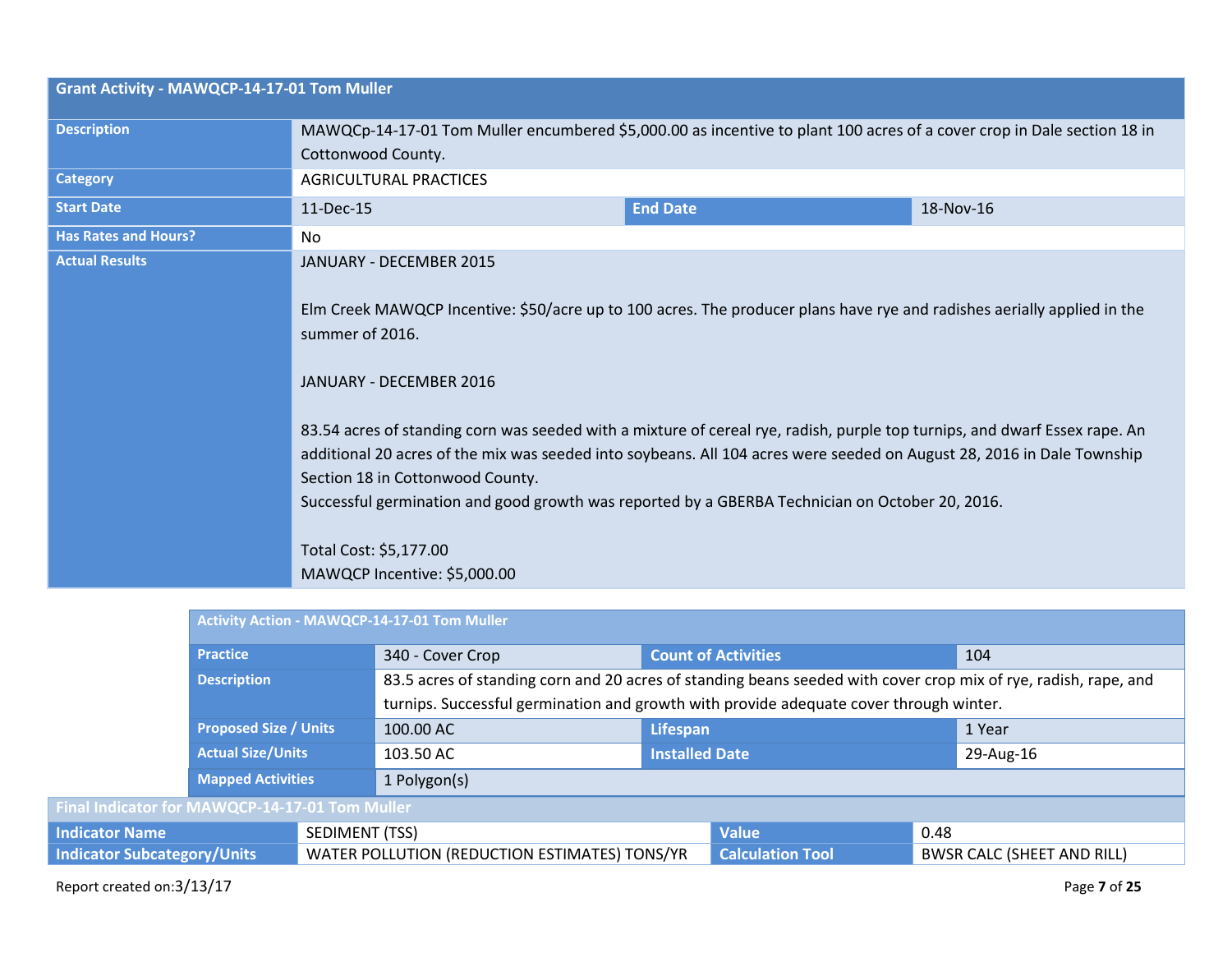## Grant Activity - MAWQCP-14-17-01 Tom Muller

| | | | |
|---|---|---|---|
| **Description** | MAWQCp-14-17-01 Tom Muller encumbered $5,000.00 as incentive to plant 100 acres of a cover crop in Dale section 18 in Cottonwood County. | | |
| **Category** | AGRICULTURAL PRACTICES | | |
| **Start Date** | 11-Dec-15 | **End Date** | 18-Nov-16 |
| **Has Rates and Hours?** | No | | |
| **Actual Results** | JANUARY - DECEMBER 2015<br><br>Elm Creek MAWQCP Incentive: $50/acre up to 100 acres. The producer plans have rye and radishes aerially applied in the summer of 2016.<br><br>JANUARY - DECEMBER 2016<br><br>83.54 acres of standing corn was seeded with a mixture of cereal rye, radish, purple top turnips, and dwarf Essex rape. An additional 20 acres of the mix was seeded into soybeans. All 104 acres were seeded on August 28, 2016 in Dale Township Section 18 in Cottonwood County.<br>Successful germination and good growth was reported by a GBERBA Technician on October 20, 2016.<br><br>Total Cost: $5,177.00<br>MAWQCP Incentive: $5,000.00 | | |

### Activity Action - MAWQCP-14-17-01 Tom Muller

| | | | |
|---|---|---|---|
| **Practice** | 340 - Cover Crop | **Count of Activities** | 104 |
| **Description** | 83.5 acres of standing corn and 20 acres of standing beans seeded with cover crop mix of rye, radish, rape, and turnips. Successful germination and growth with provide adequate cover through winter. | | |
| **Proposed Size / Units** | 100.00 AC | **Lifespan** | 1 Year |
| **Actual Size/Units** | 103.50 AC | **Installed Date** | 29-Aug-16 |
| **Mapped Activities** | 1 Polygon(s) | | |

### Final Indicator for MAWQCP-14-17-01 Tom Muller

| | | | |
|---|---|---|---|
| **Indicator Name** | SEDIMENT (TSS) | **Value** | 0.48 |
| **Indicator Subcategory/Units** | WATER POLLUTION (REDUCTION ESTIMATES) TONS/YR | **Calculation Tool** | BWSR CALC (SHEET AND RILL) |

Report created on:3/13/17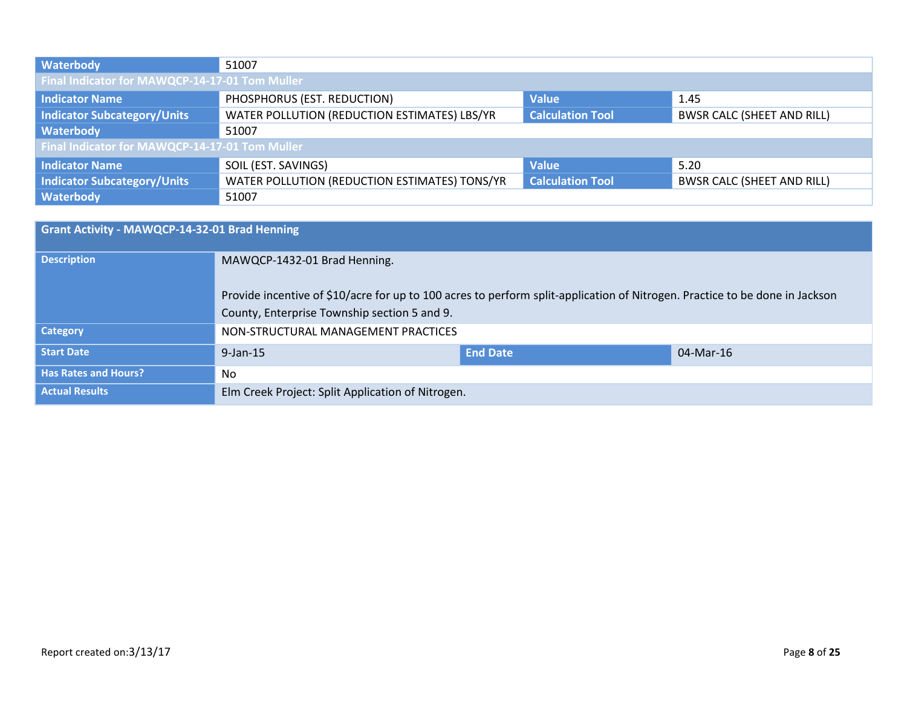| Waterbody | 51007 | | |
|---|---|---|---|
| **Final Indicator for MAWQCP-14-17-01 Tom Muller** | | | |
| **Indicator Name** | PHOSPHORUS (EST. REDUCTION) | **Value** | 1.45 |
| **Indicator Subcategory/Units** | WATER POLLUTION (REDUCTION ESTIMATES) LBS/YR | **Calculation Tool** | BWSR CALC (SHEET AND RILL) |
| **Waterbody** | 51007 | | |
| **Final Indicator for MAWQCP-14-17-01 Tom Muller** | | | |
| **Indicator Name** | SOIL (EST. SAVINGS) | **Value** | 5.20 |
| **Indicator Subcategory/Units** | WATER POLLUTION (REDUCTION ESTIMATES) TONS/YR | **Calculation Tool** | BWSR CALC (SHEET AND RILL) |
| **Waterbody** | 51007 | | |

| Grant Activity - MAWQCP-14-32-01 Brad Henning | | | |
|---|---|---|---|
| **Description** | MAWQCP-1432-01 Brad Henning.<br><br>Provide incentive of $10/acre for up to 100 acres to perform split-application of Nitrogen. Practice to be done in Jackson County, Enterprise Township section 5 and 9. | | |
| **Category** | NON-STRUCTURAL MANAGEMENT PRACTICES | | |
| **Start Date** | 9-Jan-15 | **End Date** | 04-Mar-16 |
| **Has Rates and Hours?** | No | | |
| **Actual Results** | Elm Creek Project: Split Application of Nitrogen. | | |

Report created on:3/13/17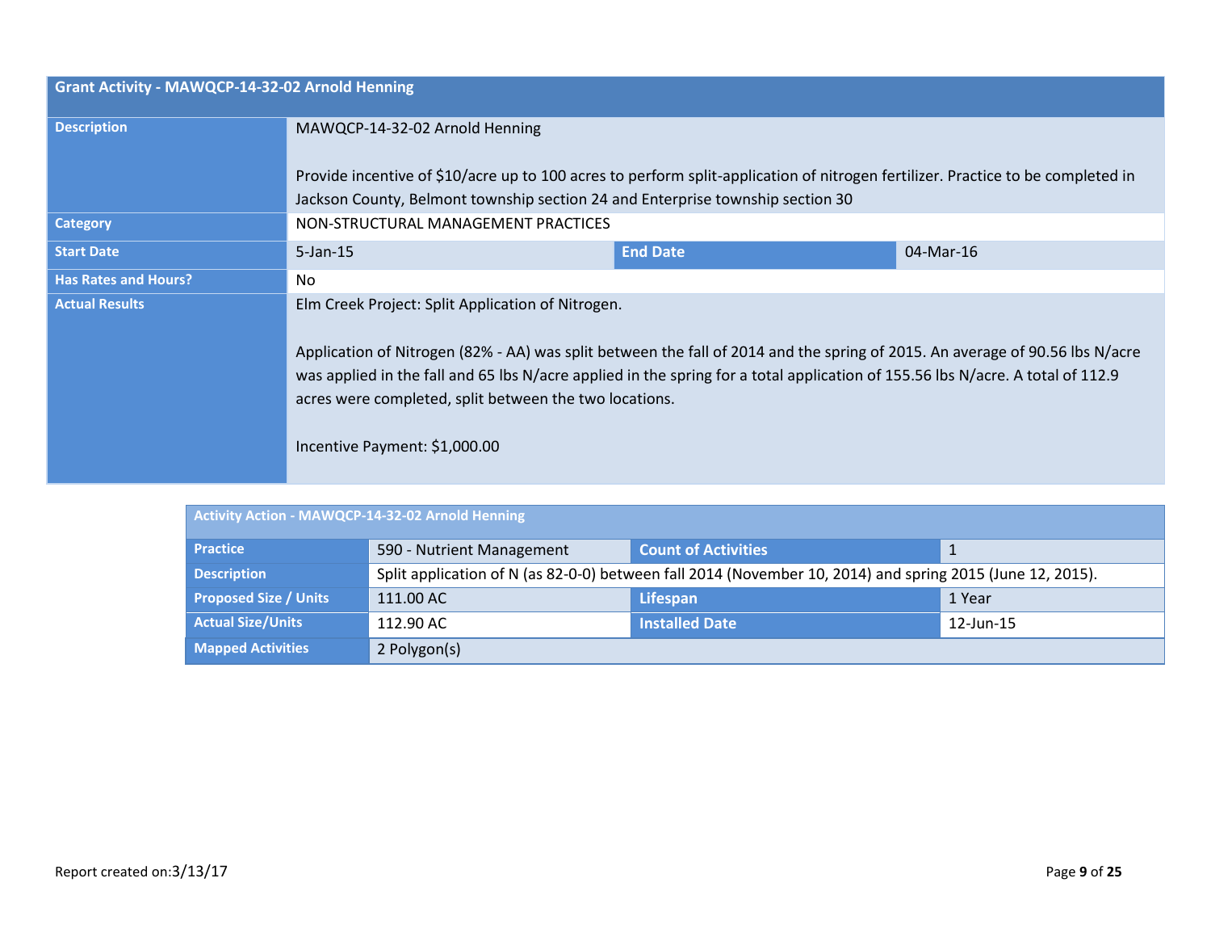| Grant Activity - MAWQCP-14-32-02 Arnold Henning | | | |
|---|---|---|---|
| **Description** | MAWQCP-14-32-02 Arnold Henning<br><br>Provide incentive of $10/acre up to 100 acres to perform split-application of nitrogen fertilizer. Practice to be completed in Jackson County, Belmont township section 24 and Enterprise township section 30 | | |
| **Category** | NON-STRUCTURAL MANAGEMENT PRACTICES | | |
| **Start Date** | 5-Jan-15 | **End Date** | 04-Mar-16 |
| **Has Rates and Hours?** | No | | |
| **Actual Results** | Elm Creek Project: Split Application of Nitrogen.<br><br>Application of Nitrogen (82% - AA) was split between the fall of 2014 and the spring of 2015. An average of 90.56 lbs N/acre was applied in the fall and 65 lbs N/acre applied in the spring for a total application of 155.56 lbs N/acre. A total of 112.9 acres were completed, split between the two locations.<br><br>Incentive Payment: $1,000.00 | | |

| Activity Action - MAWQCP-14-32-02 Arnold Henning | | | |
|---|---|---|---|
| **Practice** | 590 - Nutrient Management | **Count of Activities** | 1 |
| **Description** | Split application of N (as 82-0-0) between fall 2014 (November 10, 2014) and spring 2015 (June 12, 2015). | | |
| **Proposed Size / Units** | 111.00 AC | **Lifespan** | 1 Year |
| **Actual Size/Units** | 112.90 AC | **Installed Date** | 12-Jun-15 |
| **Mapped Activities** | 2 Polygon(s) | | |

Report created on:3/13/17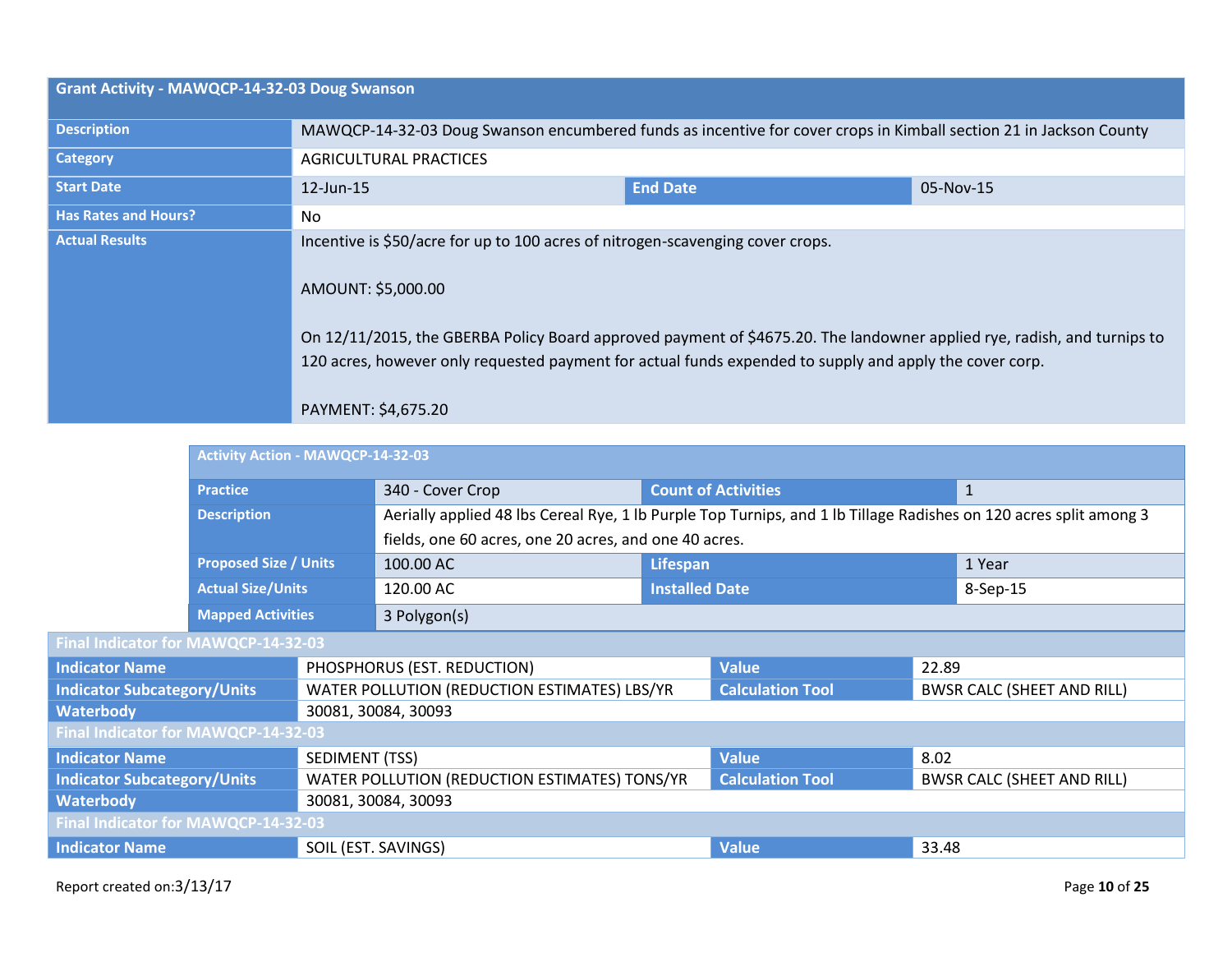## Grant Activity - MAWQCP-14-32-03 Doug Swanson

| | | | |
|---|---|---|---|
| **Description** | MAWQCP-14-32-03 Doug Swanson encumbered funds as incentive for cover crops in Kimball section 21 in Jackson County | | |
| **Category** | AGRICULTURAL PRACTICES | | |
| **Start Date** | 12-Jun-15 | **End Date** | 05-Nov-15 |
| **Has Rates and Hours?** | No | | |
| **Actual Results** | Incentive is $50/acre for up to 100 acres of nitrogen-scavenging cover crops.<br><br>AMOUNT: $5,000.00<br><br>On 12/11/2015, the GBERBA Policy Board approved payment of $4675.20. The landowner applied rye, radish, and turnips to 120 acres, however only requested payment for actual funds expended to supply and apply the cover corp.<br><br>PAYMENT: $4,675.20 | | |

### Activity Action - MAWQCP-14-32-03

| | | | |
|---|---|---|---|
| **Practice** | 340 - Cover Crop | **Count of Activities** | 1 |
| **Description** | Aerially applied 48 lbs Cereal Rye, 1 lb Purple Top Turnips, and 1 lb Tillage Radishes on 120 acres split among 3 fields, one 60 acres, one 20 acres, and one 40 acres. | | |
| **Proposed Size / Units** | 100.00 AC | **Lifespan** | 1 Year |
| **Actual Size/Units** | 120.00 AC | **Installed Date** | 8-Sep-15 |
| **Mapped Activities** | 3 Polygon(s) | | |

#### Final Indicator for MAWQCP-14-32-03

| | | | |
|---|---|---|---|
| **Indicator Name** | PHOSPHORUS (EST. REDUCTION) | **Value** | 22.89 |
| **Indicator Subcategory/Units** | WATER POLLUTION (REDUCTION ESTIMATES) LBS/YR | **Calculation Tool** | BWSR CALC (SHEET AND RILL) |
| **Waterbody** | 30081, 30084, 30093 | | |

#### Final Indicator for MAWQCP-14-32-03

| | | | |
|---|---|---|---|
| **Indicator Name** | SEDIMENT (TSS) | **Value** | 8.02 |
| **Indicator Subcategory/Units** | WATER POLLUTION (REDUCTION ESTIMATES) TONS/YR | **Calculation Tool** | BWSR CALC (SHEET AND RILL) |
| **Waterbody** | 30081, 30084, 30093 | | |

#### Final Indicator for MAWQCP-14-32-03

| | | | |
|---|---|---|---|
| **Indicator Name** | SOIL (EST. SAVINGS) | **Value** | 33.48 |

Report created on:3/13/17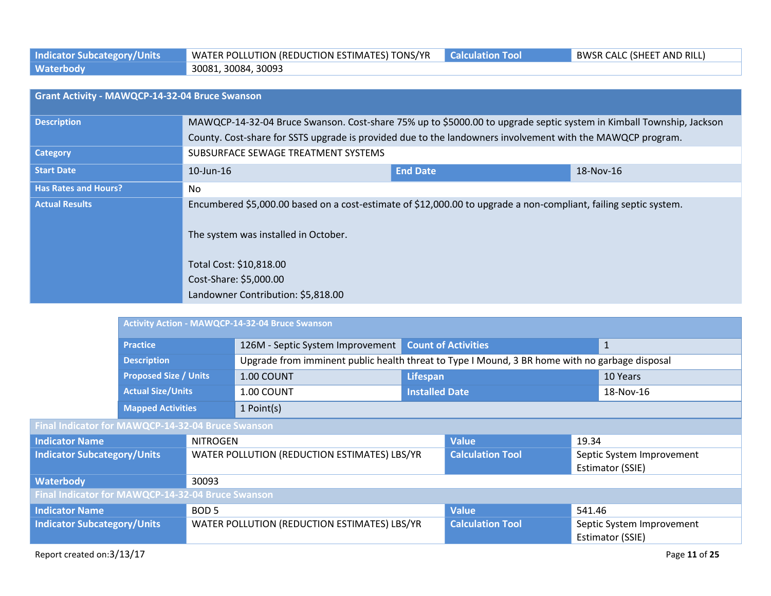| Indicator Subcategory/Units | WATER POLLUTION (REDUCTION ESTIMATES) TONS/YR | Calculation Tool | BWSR CALC (SHEET AND RILL) |
|---|---|---|---|
| Waterbody | 30081, 30084, 30093 | | |

| Grant Activity - MAWQCP-14-32-04 Bruce Swanson | | | |
|---|---|---|---|
| Description | MAWQCP-14-32-04 Bruce Swanson. Cost-share 75% up to $5000.00 to upgrade septic system in Kimball Township, Jackson County. Cost-share for SSTS upgrade is provided due to the landowners involvement with the MAWQCP program. | | |
| Category | SUBSURFACE SEWAGE TREATMENT SYSTEMS | | |
| Start Date | 10-Jun-16 | End Date | 18-Nov-16 |
| Has Rates and Hours? | No | | |
| Actual Results | Encumbered $5,000.00 based on a cost-estimate of $12,000.00 to upgrade a non-compliant, failing septic system.<br><br>The system was installed in October.<br><br>Total Cost: $10,818.00<br>Cost-Share: $5,000.00<br>Landowner Contribution: $5,818.00 | | |

| Activity Action - MAWQCP-14-32-04 Bruce Swanson | | | |
|---|---|---|---|
| Practice | 126M - Septic System Improvement | Count of Activities | 1 |
| Description | Upgrade from imminent public health threat to Type I Mound, 3 BR home with no garbage disposal | | |
| Proposed Size / Units | 1.00 COUNT | Lifespan | 10 Years |
| Actual Size/Units | 1.00 COUNT | Installed Date | 18-Nov-16 |
| Mapped Activities | 1 Point(s) | | |

| Final Indicator for MAWQCP-14-32-04 Bruce Swanson | | | |
|---|---|---|---|
| Indicator Name | NITROGEN | Value | 19.34 |
| Indicator Subcategory/Units | WATER POLLUTION (REDUCTION ESTIMATES) LBS/YR | Calculation Tool | Septic System Improvement Estimator (SSIE) |
| Waterbody | 30093 | | |

| Final Indicator for MAWQCP-14-32-04 Bruce Swanson | | | |
|---|---|---|---|
| Indicator Name | BOD 5 | Value | 541.46 |
| Indicator Subcategory/Units | WATER POLLUTION (REDUCTION ESTIMATES) LBS/YR | Calculation Tool | Septic System Improvement Estimator (SSIE) |

Report created on:3/13/17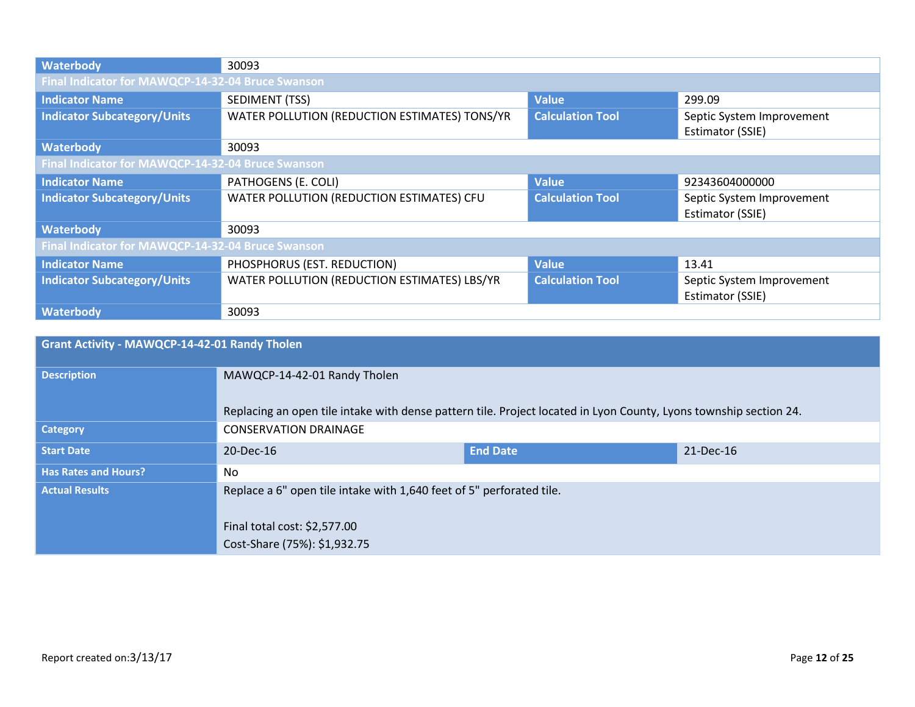| Waterbody | 30093 | | |
|---|---|---|---|
| **Final Indicator for MAWQCP-14-32-04 Bruce Swanson** | | | |
| **Indicator Name** | SEDIMENT (TSS) | **Value** | 299.09 |
| **Indicator Subcategory/Units** | WATER POLLUTION (REDUCTION ESTIMATES) TONS/YR | **Calculation Tool** | Septic System Improvement Estimator (SSIE) |
| **Waterbody** | 30093 | | |
| **Final Indicator for MAWQCP-14-32-04 Bruce Swanson** | | | |
| **Indicator Name** | PATHOGENS (E. COLI) | **Value** | 92343604000000 |
| **Indicator Subcategory/Units** | WATER POLLUTION (REDUCTION ESTIMATES) CFU | **Calculation Tool** | Septic System Improvement Estimator (SSIE) |
| **Waterbody** | 30093 | | |
| **Final Indicator for MAWQCP-14-32-04 Bruce Swanson** | | | |
| **Indicator Name** | PHOSPHORUS (EST. REDUCTION) | **Value** | 13.41 |
| **Indicator Subcategory/Units** | WATER POLLUTION (REDUCTION ESTIMATES) LBS/YR | **Calculation Tool** | Septic System Improvement Estimator (SSIE) |
| **Waterbody** | 30093 | | |

| Grant Activity - MAWQCP-14-42-01 Randy Tholen | | | |
|---|---|---|---|
| **Description** | MAWQCP-14-42-01 Randy Tholen<br><br>Replacing an open tile intake with dense pattern tile. Project located in Lyon County, Lyons township section 24. | | |
| **Category** | CONSERVATION DRAINAGE | | |
| **Start Date** | 20-Dec-16 | **End Date** | 21-Dec-16 |
| **Has Rates and Hours?** | No | | |
| **Actual Results** | Replace a 6" open tile intake with 1,640 feet of 5" perforated tile.<br><br>Final total cost: $2,577.00<br>Cost-Share (75%): $1,932.75 | | |

Report created on:3/13/17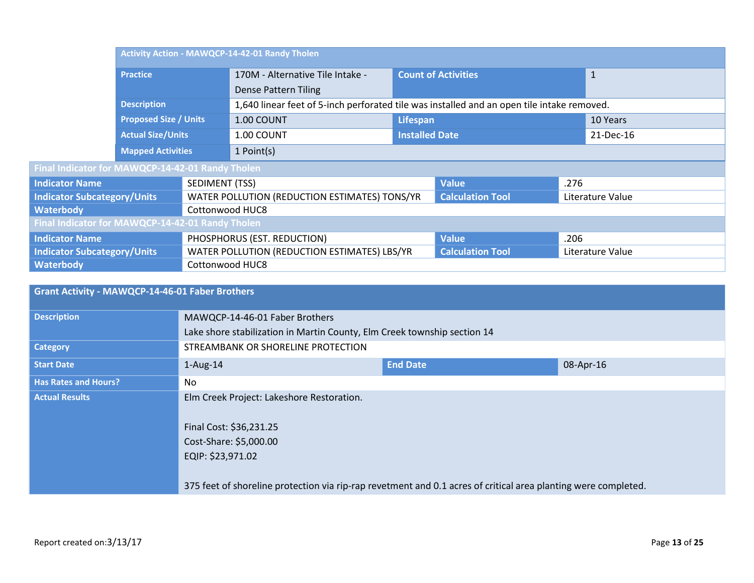| Activity Action - MAWQCP-14-42-01 Randy Tholen | | | |
|---|---|---|---|
| Practice | 170M - Alternative Tile Intake - Dense Pattern Tiling | Count of Activities | 1 |
| Description | 1,640 linear feet of 5-inch perforated tile was installed and an open tile intake removed. | | |
| Proposed Size / Units | 1.00 COUNT | Lifespan | 10 Years |
| Actual Size/Units | 1.00 COUNT | Installed Date | 21-Dec-16 |
| Mapped Activities | 1 Point(s) | | |

| Final Indicator for MAWQCP-14-42-01 Randy Tholen | | | |
|---|---|---|---|
| Indicator Name | SEDIMENT (TSS) | Value | .276 |
| Indicator Subcategory/Units | WATER POLLUTION (REDUCTION ESTIMATES) TONS/YR | Calculation Tool | Literature Value |
| Waterbody | Cottonwood HUC8 | | |

| Final Indicator for MAWQCP-14-42-01 Randy Tholen | | | |
|---|---|---|---|
| Indicator Name | PHOSPHORUS (EST. REDUCTION) | Value | .206 |
| Indicator Subcategory/Units | WATER POLLUTION (REDUCTION ESTIMATES) LBS/YR | Calculation Tool | Literature Value |
| Waterbody | Cottonwood HUC8 | | |

| Grant Activity - MAWQCP-14-46-01 Faber Brothers | | | |
|---|---|---|---|
| Description | MAWQCP-14-46-01 Faber Brothers<br>Lake shore stabilization in Martin County, Elm Creek township section 14 | | |
| Category | STREAMBANK OR SHORELINE PROTECTION | | |
| Start Date | 1-Aug-14 | End Date | 08-Apr-16 |
| Has Rates and Hours? | No | | |
| Actual Results | Elm Creek Project: Lakeshore Restoration.<br><br>Final Cost: $36,231.25<br>Cost-Share: $5,000.00<br>EQIP: $23,971.02<br><br>375 feet of shoreline protection via rip-rap revetment and 0.1 acres of critical area planting were completed. | | |

Report created on:3/13/17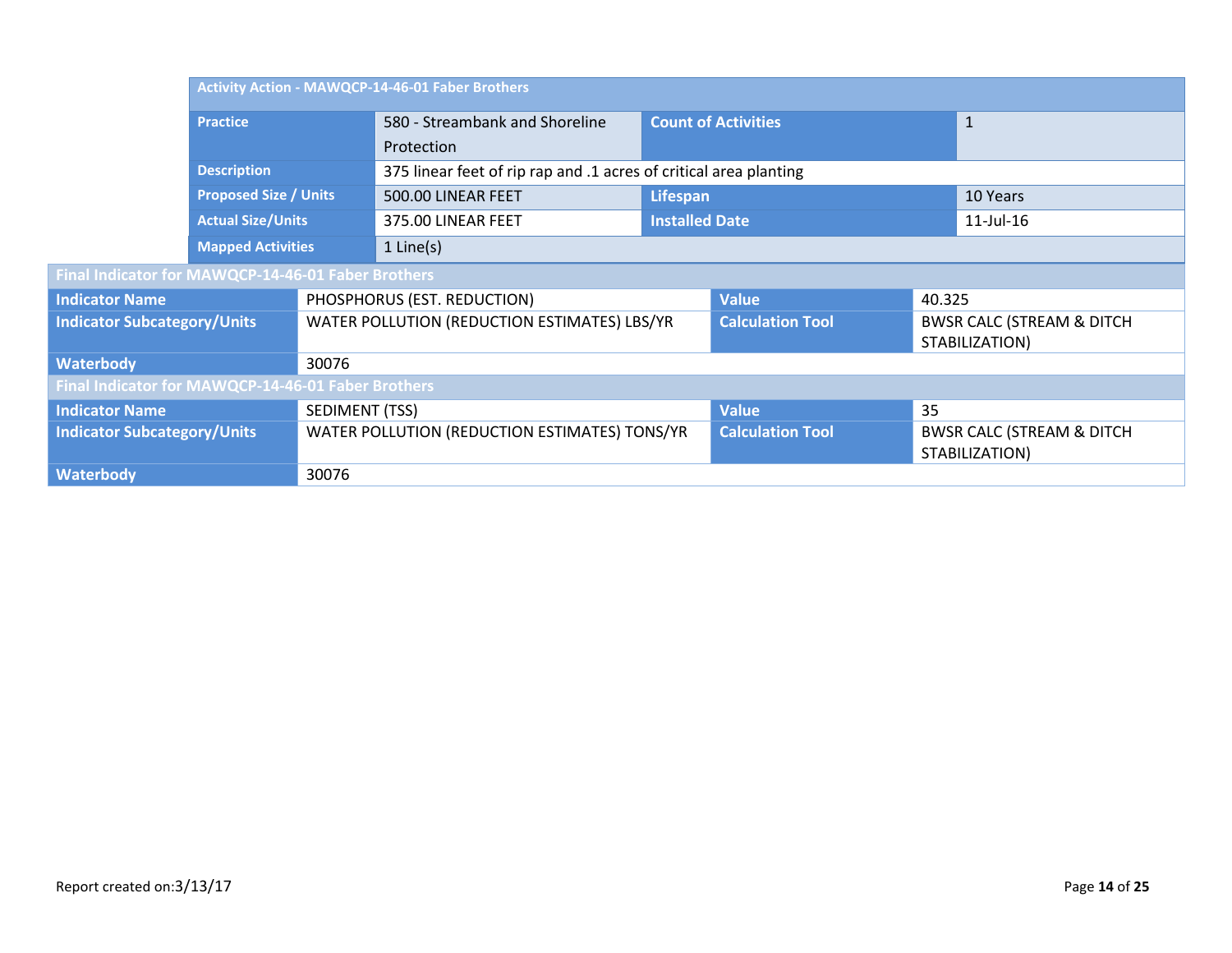| Activity Action - MAWQCP-14-46-01 Faber Brothers | | | |
|---|---|---|---|
| **Practice** | 580 - Streambank and Shoreline Protection | **Count of Activities** | 1 |
| **Description** | 375 linear feet of rip rap and .1 acres of critical area planting | | |
| **Proposed Size / Units** | 500.00 LINEAR FEET | **Lifespan** | 10 Years |
| **Actual Size/Units** | 375.00 LINEAR FEET | **Installed Date** | 11-Jul-16 |
| **Mapped Activities** | 1 Line(s) | | |

| Final Indicator for MAWQCP-14-46-01 Faber Brothers | | | |
|---|---|---|---|
| **Indicator Name** | PHOSPHORUS (EST. REDUCTION) | **Value** | 40.325 |
| **Indicator Subcategory/Units** | WATER POLLUTION (REDUCTION ESTIMATES) LBS/YR | **Calculation Tool** | BWSR CALC (STREAM & DITCH STABILIZATION) |
| **Waterbody** | 30076 | | |

| Final Indicator for MAWQCP-14-46-01 Faber Brothers | | | |
|---|---|---|---|
| **Indicator Name** | SEDIMENT (TSS) | **Value** | 35 |
| **Indicator Subcategory/Units** | WATER POLLUTION (REDUCTION ESTIMATES) TONS/YR | **Calculation Tool** | BWSR CALC (STREAM & DITCH STABILIZATION) |
| **Waterbody** | 30076 | | |

Report created on:3/13/17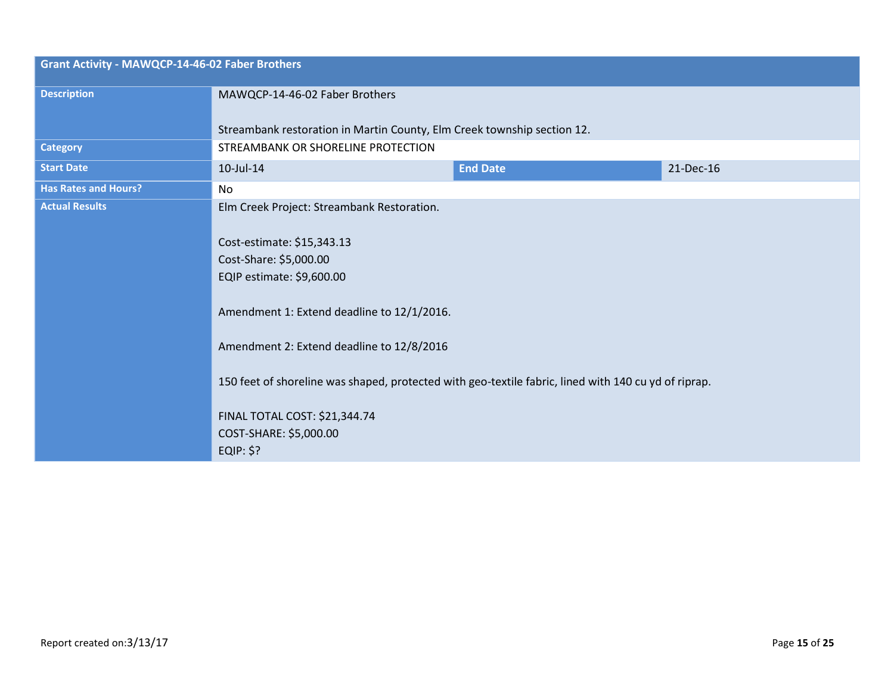| Grant Activity - MAWQCP-14-46-02 Faber Brothers | | | |
|---|---|---|---|
| **Description** | MAWQCP-14-46-02 Faber Brothers<br><br>Streambank restoration in Martin County, Elm Creek township section 12. | | |
| **Category** | STREAMBANK OR SHORELINE PROTECTION | | |
| **Start Date** | 10-Jul-14 | **End Date** | 21-Dec-16 |
| **Has Rates and Hours?** | No | | |
| **Actual Results** | Elm Creek Project: Streambank Restoration.<br><br>Cost-estimate: $15,343.13<br>Cost-Share: $5,000.00<br>EQIP estimate: $9,600.00<br><br>Amendment 1: Extend deadline to 12/1/2016.<br><br>Amendment 2: Extend deadline to 12/8/2016<br><br>150 feet of shoreline was shaped, protected with geo-textile fabric, lined with 140 cu yd of riprap.<br><br>FINAL TOTAL COST: $21,344.74<br>COST-SHARE: $5,000.00<br>EQIP: $? | | |

Report created on:3/13/17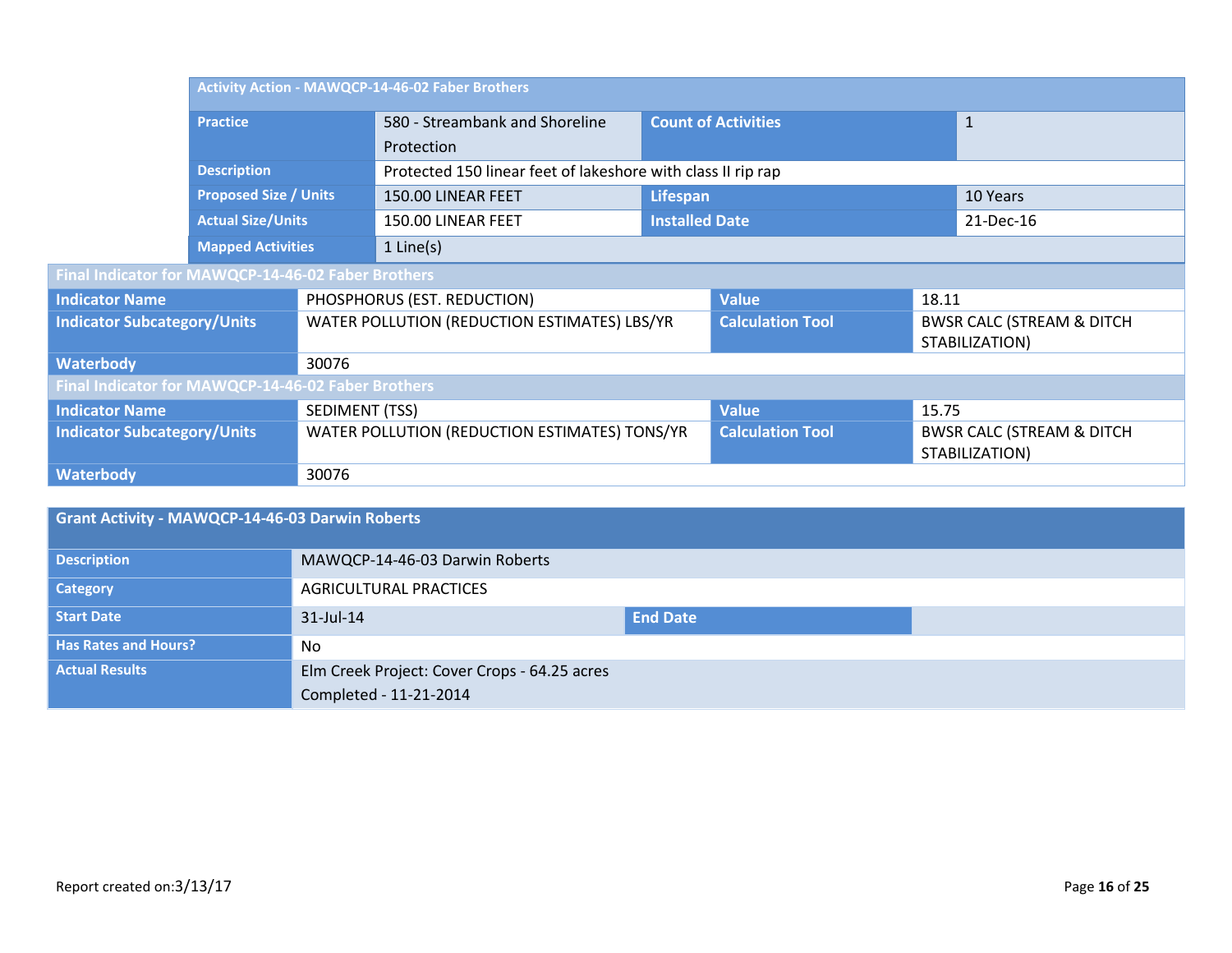| Activity Action - MAWQCP-14-46-02 Faber Brothers | | | |
|---|---|---|---|
| Practice | 580 - Streambank and Shoreline Protection | Count of Activities | 1 |
| Description | Protected 150 linear feet of lakeshore with class II rip rap | | |
| Proposed Size / Units | 150.00 LINEAR FEET | Lifespan | 10 Years |
| Actual Size/Units | 150.00 LINEAR FEET | Installed Date | 21-Dec-16 |
| Mapped Activities | 1 Line(s) | | |

| Final Indicator for MAWQCP-14-46-02 Faber Brothers | | | |
|---|---|---|---|
| Indicator Name | PHOSPHORUS (EST. REDUCTION) | Value | 18.11 |
| Indicator Subcategory/Units | WATER POLLUTION (REDUCTION ESTIMATES) LBS/YR | Calculation Tool | BWSR CALC (STREAM & DITCH STABILIZATION) |
| Waterbody | 30076 | | |

| Final Indicator for MAWQCP-14-46-02 Faber Brothers | | | |
|---|---|---|---|
| Indicator Name | SEDIMENT (TSS) | Value | 15.75 |
| Indicator Subcategory/Units | WATER POLLUTION (REDUCTION ESTIMATES) TONS/YR | Calculation Tool | BWSR CALC (STREAM & DITCH STABILIZATION) |
| Waterbody | 30076 | | |

| Grant Activity - MAWQCP-14-46-03 Darwin Roberts | | | |
|---|---|---|---|
| Description | MAWQCP-14-46-03 Darwin Roberts | | |
| Category | AGRICULTURAL PRACTICES | | |
| Start Date | 31-Jul-14 | End Date | |
| Has Rates and Hours? | No | | |
| Actual Results | Elm Creek Project: Cover Crops - 64.25 acres<br>Completed - 11-21-2014 | | |

Report created on:3/13/17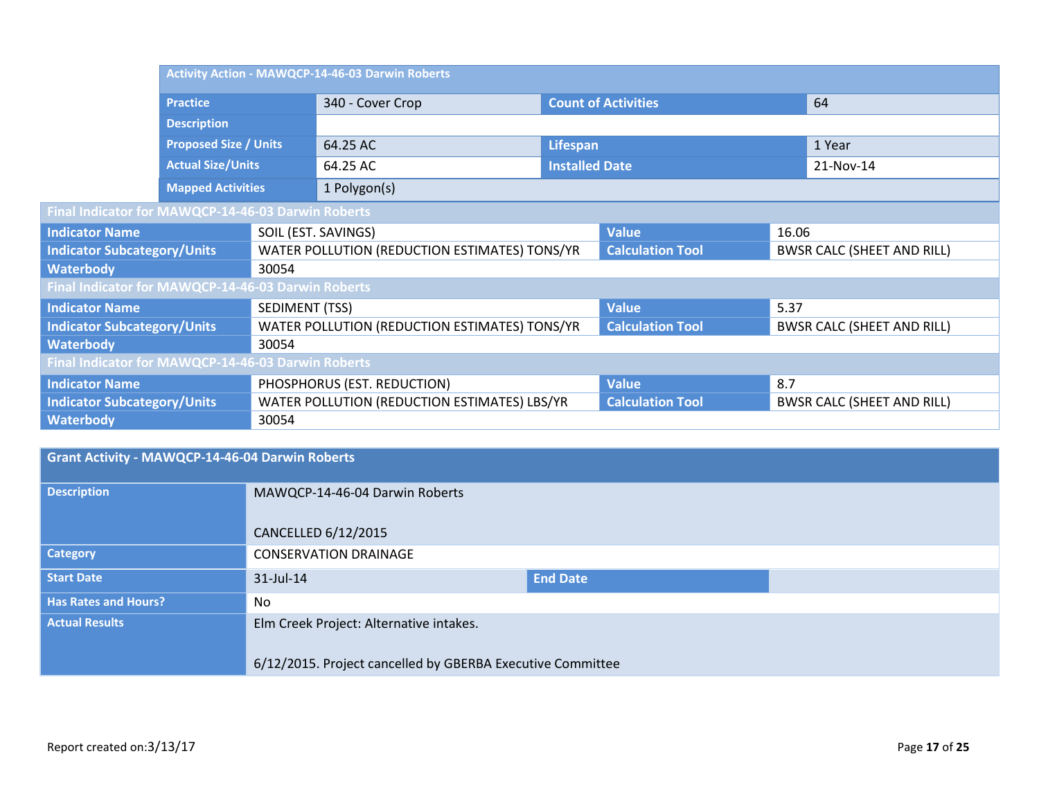| Activity Action - MAWQCP-14-46-03 Darwin Roberts | | | |
|---|---|---|---|
| **Practice** | 340 - Cover Crop | **Count of Activities** | 64 |
| **Description** | | | |
| **Proposed Size / Units** | 64.25 AC | **Lifespan** | 1 Year |
| **Actual Size/Units** | 64.25 AC | **Installed Date** | 21-Nov-14 |
| **Mapped Activities** | 1 Polygon(s) | | |

| Final Indicator for MAWQCP-14-46-03 Darwin Roberts | | | |
|---|---|---|---|
| **Indicator Name** | SOIL (EST. SAVINGS) | **Value** | 16.06 |
| **Indicator Subcategory/Units** | WATER POLLUTION (REDUCTION ESTIMATES) TONS/YR | **Calculation Tool** | BWSR CALC (SHEET AND RILL) |
| **Waterbody** | 30054 | | |

| Final Indicator for MAWQCP-14-46-03 Darwin Roberts | | | |
|---|---|---|---|
| **Indicator Name** | SEDIMENT (TSS) | **Value** | 5.37 |
| **Indicator Subcategory/Units** | WATER POLLUTION (REDUCTION ESTIMATES) TONS/YR | **Calculation Tool** | BWSR CALC (SHEET AND RILL) |
| **Waterbody** | 30054 | | |

| Final Indicator for MAWQCP-14-46-03 Darwin Roberts | | | |
|---|---|---|---|
| **Indicator Name** | PHOSPHORUS (EST. REDUCTION) | **Value** | 8.7 |
| **Indicator Subcategory/Units** | WATER POLLUTION (REDUCTION ESTIMATES) LBS/YR | **Calculation Tool** | BWSR CALC (SHEET AND RILL) |
| **Waterbody** | 30054 | | |

| Grant Activity - MAWQCP-14-46-04 Darwin Roberts | | | |
|---|---|---|---|
| **Description** | MAWQCP-14-46-04 Darwin Roberts<br><br>CANCELLED 6/12/2015 | | |
| **Category** | CONSERVATION DRAINAGE | | |
| **Start Date** | 31-Jul-14 | **End Date** | |
| **Has Rates and Hours?** | No | | |
| **Actual Results** | Elm Creek Project: Alternative intakes.<br><br>6/12/2015. Project cancelled by GBERBA Executive Committee | | |

Report created on:3/13/17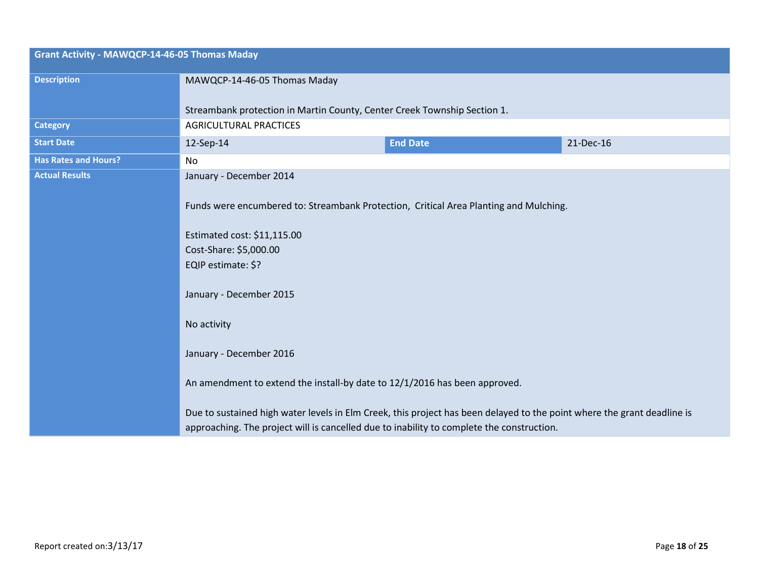| Grant Activity - MAWQCP-14-46-05 Thomas Maday | | | |
|---|---|---|---|
| **Description** | MAWQCP-14-46-05 Thomas Maday<br><br>Streambank protection in Martin County, Center Creek Township Section 1. | | |
| **Category** | AGRICULTURAL PRACTICES | | |
| **Start Date** | 12-Sep-14 | **End Date** | 21-Dec-16 |
| **Has Rates and Hours?** | No | | |
| **Actual Results** | January - December 2014<br><br>Funds were encumbered to: Streambank Protection, Critical Area Planting and Mulching.<br><br>Estimated cost: $11,115.00<br>Cost-Share: $5,000.00<br>EQIP estimate: $?<br><br>January - December 2015<br><br>No activity<br><br>January - December 2016<br><br>An amendment to extend the install-by date to 12/1/2016 has been approved.<br><br>Due to sustained high water levels in Elm Creek, this project has been delayed to the point where the grant deadline is approaching. The project will is cancelled due to inability to complete the construction. | | |

Report created on:3/13/17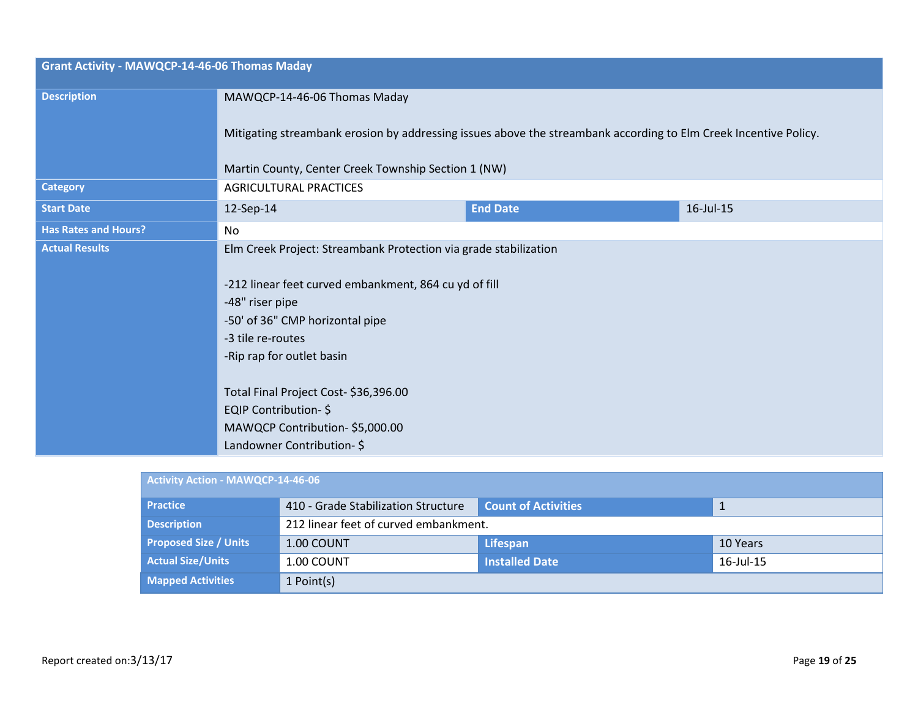| Grant Activity - MAWQCP-14-46-06 Thomas Maday | | | |
|---|---|---|---|
| **Description** | MAWQCP-14-46-06 Thomas Maday<br><br>Mitigating streambank erosion by addressing issues above the streambank according to Elm Creek Incentive Policy.<br><br>Martin County, Center Creek Township Section 1 (NW) | | |
| **Category** | AGRICULTURAL PRACTICES | | |
| **Start Date** | 12-Sep-14 | **End Date** | 16-Jul-15 |
| **Has Rates and Hours?** | No | | |
| **Actual Results** | Elm Creek Project: Streambank Protection via grade stabilization<br><br>-212 linear feet curved embankment, 864 cu yd of fill<br>-48" riser pipe<br>-50' of 36" CMP horizontal pipe<br>-3 tile re-routes<br>-Rip rap for outlet basin<br><br>Total Final Project Cost- $36,396.00<br>EQIP Contribution- $<br>MAWQCP Contribution- $5,000.00<br>Landowner Contribution- $ | | |

| Activity Action - MAWQCP-14-46-06 | | | |
|---|---|---|---|
| **Practice** | 410 - Grade Stabilization Structure | **Count of Activities** | 1 |
| **Description** | 212 linear feet of curved embankment. | | |
| **Proposed Size / Units** | 1.00 COUNT | **Lifespan** | 10 Years |
| **Actual Size/Units** | 1.00 COUNT | **Installed Date** | 16-Jul-15 |
| **Mapped Activities** | 1 Point(s) | | |

Report created on:3/13/17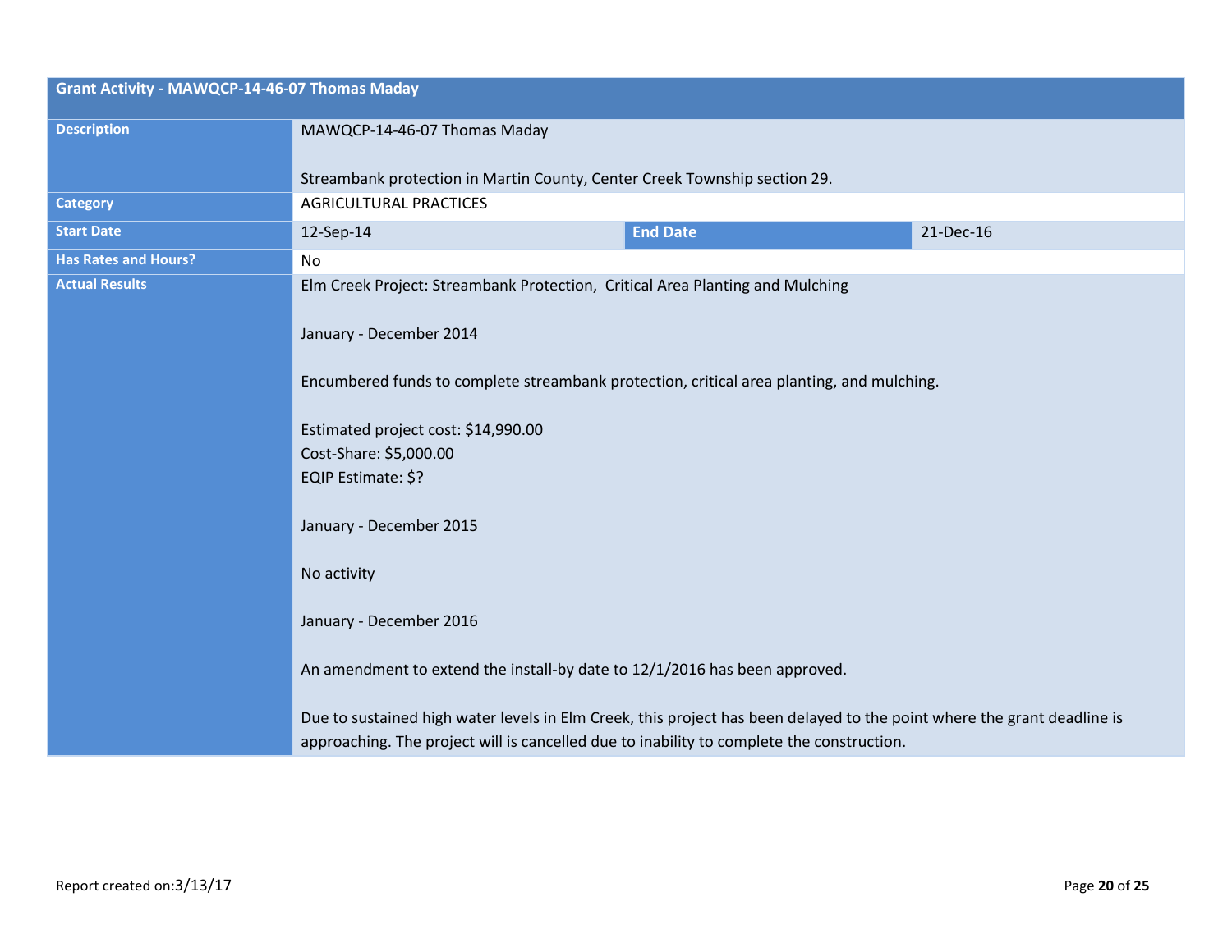| Grant Activity - MAWQCP-14-46-07 Thomas Maday | | | |
|---|---|---|---|
| **Description** | MAWQCP-14-46-07 Thomas Maday<br><br>Streambank protection in Martin County, Center Creek Township section 29. | | |
| **Category** | AGRICULTURAL PRACTICES | | |
| **Start Date** | 12-Sep-14 | **End Date** | 21-Dec-16 |
| **Has Rates and Hours?** | No | | |
| **Actual Results** | Elm Creek Project: Streambank Protection, Critical Area Planting and Mulching<br><br>January - December 2014<br><br>Encumbered funds to complete streambank protection, critical area planting, and mulching.<br><br>Estimated project cost: $14,990.00<br>Cost-Share: $5,000.00<br>EQIP Estimate: $?<br><br>January - December 2015<br><br>No activity<br><br>January - December 2016<br><br>An amendment to extend the install-by date to 12/1/2016 has been approved.<br><br>Due to sustained high water levels in Elm Creek, this project has been delayed to the point where the grant deadline is approaching. The project will is cancelled due to inability to complete the construction. | | |

Report created on:3/13/17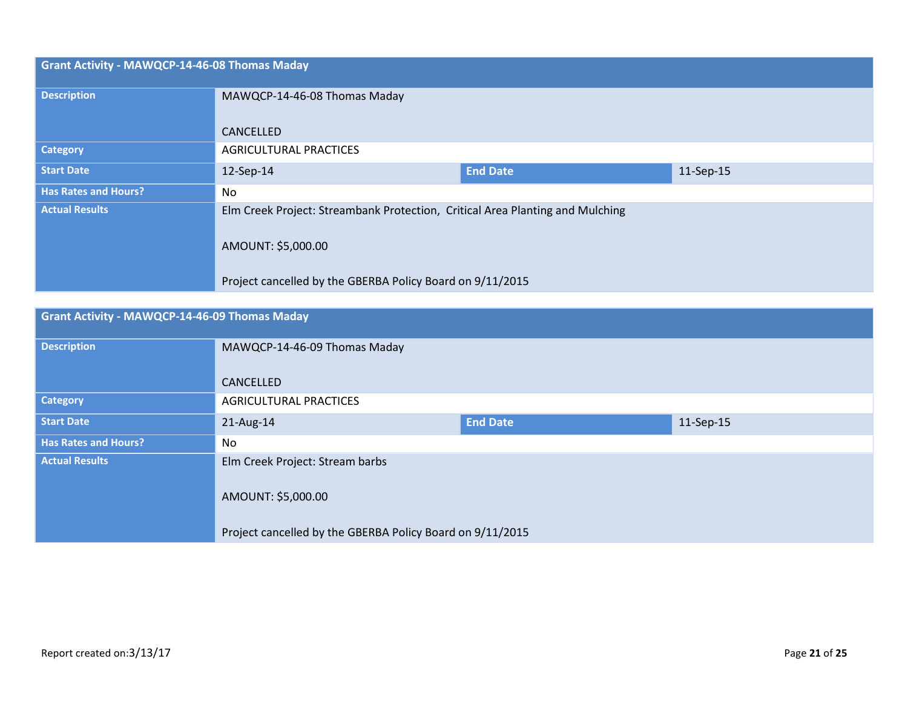| Grant Activity - MAWQCP-14-46-08 Thomas Maday | | | |
|---|---|---|---|
| **Description** | MAWQCP-14-46-08 Thomas Maday<br><br>CANCELLED | | |
| **Category** | AGRICULTURAL PRACTICES | | |
| **Start Date** | 12-Sep-14 | **End Date** | 11-Sep-15 |
| **Has Rates and Hours?** | No | | |
| **Actual Results** | Elm Creek Project: Streambank Protection, Critical Area Planting and Mulching<br><br>AMOUNT: $5,000.00<br><br>Project cancelled by the GBERBA Policy Board on 9/11/2015 | | |

| Grant Activity - MAWQCP-14-46-09 Thomas Maday | | | |
|---|---|---|---|
| **Description** | MAWQCP-14-46-09 Thomas Maday<br><br>CANCELLED | | |
| **Category** | AGRICULTURAL PRACTICES | | |
| **Start Date** | 21-Aug-14 | **End Date** | 11-Sep-15 |
| **Has Rates and Hours?** | No | | |
| **Actual Results** | Elm Creek Project: Stream barbs<br><br>AMOUNT: $5,000.00<br><br>Project cancelled by the GBERBA Policy Board on 9/11/2015 | | |

Report created on:3/13/17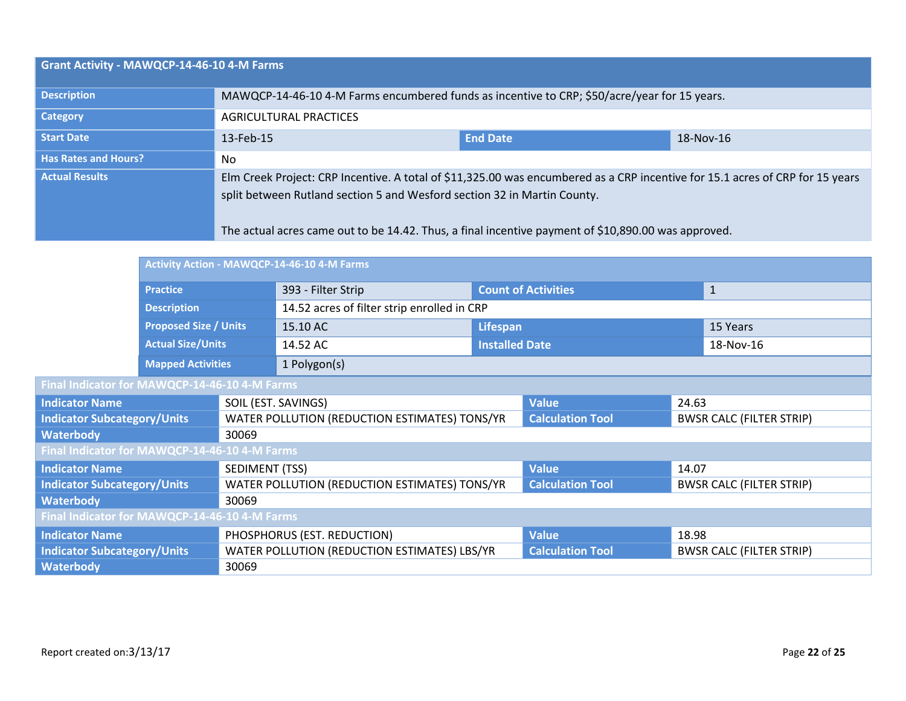| Grant Activity - MAWQCP-14-46-10 4-M Farms | | | |
|---|---|---|---|
| Description | MAWQCP-14-46-10 4-M Farms encumbered funds as incentive to CRP; $50/acre/year for 15 years. | | |
| Category | AGRICULTURAL PRACTICES | | |
| Start Date | 13-Feb-15 | End Date | 18-Nov-16 |
| Has Rates and Hours? | No | | |
| Actual Results | Elm Creek Project: CRP Incentive. A total of $11,325.00 was encumbered as a CRP incentive for 15.1 acres of CRP for 15 years split between Rutland section 5 and Wesford section 32 in Martin County.<br><br>The actual acres came out to be 14.42. Thus, a final incentive payment of $10,890.00 was approved. | | |

| Activity Action - MAWQCP-14-46-10 4-M Farms | | | |
|---|---|---|---|
| Practice | 393 - Filter Strip | Count of Activities | 1 |
| Description | 14.52 acres of filter strip enrolled in CRP | | |
| Proposed Size / Units | 15.10 AC | Lifespan | 15 Years |
| Actual Size/Units | 14.52 AC | Installed Date | 18-Nov-16 |
| Mapped Activities | 1 Polygon(s) | | |

| Final Indicator for MAWQCP-14-46-10 4-M Farms | | | |
|---|---|---|---|
| Indicator Name | SOIL (EST. SAVINGS) | Value | 24.63 |
| Indicator Subcategory/Units | WATER POLLUTION (REDUCTION ESTIMATES) TONS/YR | Calculation Tool | BWSR CALC (FILTER STRIP) |
| Waterbody | 30069 | | |

| Final Indicator for MAWQCP-14-46-10 4-M Farms | | | |
|---|---|---|---|
| Indicator Name | SEDIMENT (TSS) | Value | 14.07 |
| Indicator Subcategory/Units | WATER POLLUTION (REDUCTION ESTIMATES) TONS/YR | Calculation Tool | BWSR CALC (FILTER STRIP) |
| Waterbody | 30069 | | |

| Final Indicator for MAWQCP-14-46-10 4-M Farms | | | |
|---|---|---|---|
| Indicator Name | PHOSPHORUS (EST. REDUCTION) | Value | 18.98 |
| Indicator Subcategory/Units | WATER POLLUTION (REDUCTION ESTIMATES) LBS/YR | Calculation Tool | BWSR CALC (FILTER STRIP) |
| Waterbody | 30069 | | |

Report created on:3/13/17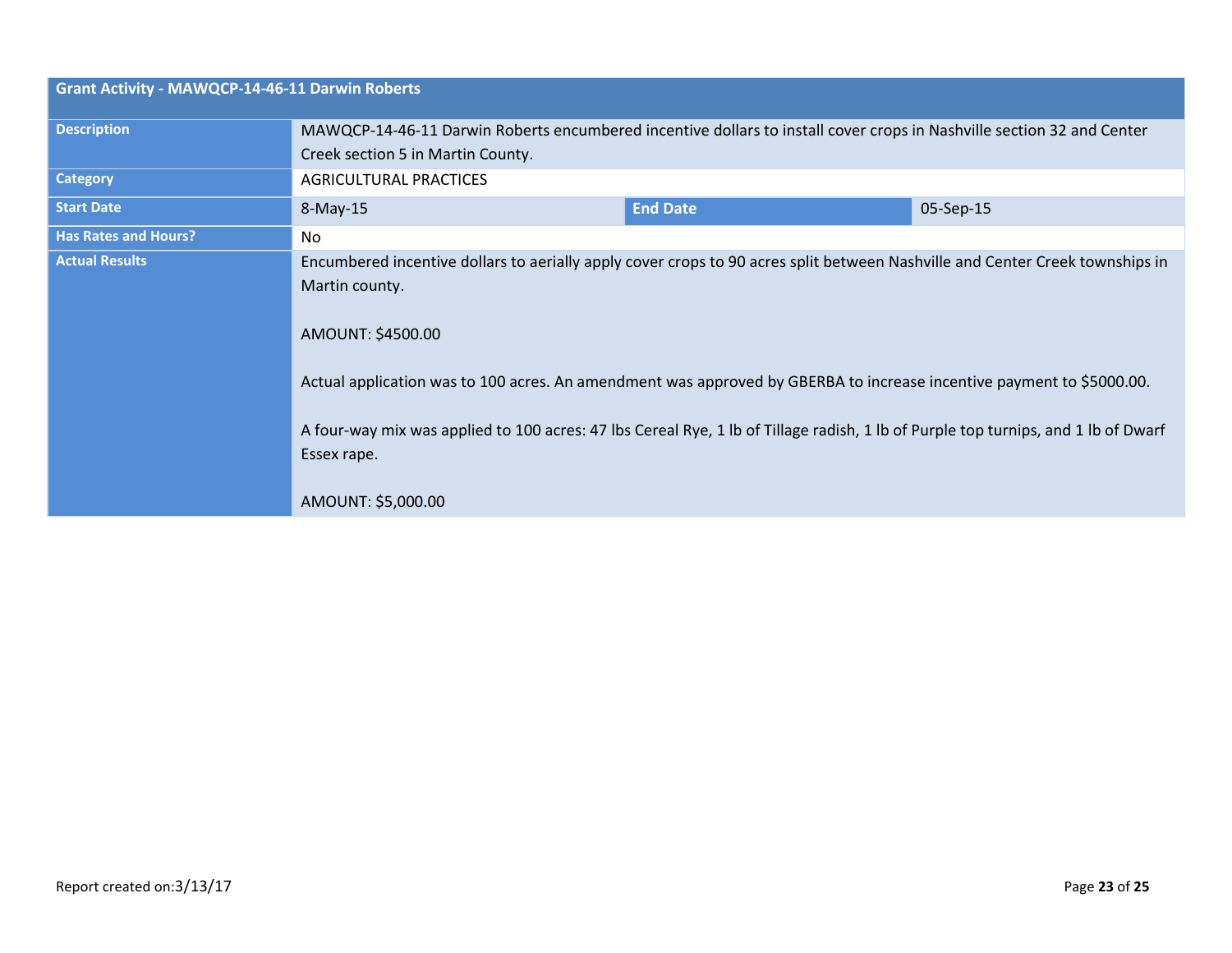| Grant Activity - MAWQCP-14-46-11 Darwin Roberts | | | |
|---|---|---|---|
| **Description** | MAWQCP-14-46-11 Darwin Roberts encumbered incentive dollars to install cover crops in Nashville section 32 and Center Creek section 5 in Martin County. | | |
| **Category** | AGRICULTURAL PRACTICES | | |
| **Start Date** | 8-May-15 | **End Date** | 05-Sep-15 |
| **Has Rates and Hours?** | No | | |
| **Actual Results** | Encumbered incentive dollars to aerially apply cover crops to 90 acres split between Nashville and Center Creek townships in Martin county.<br><br>AMOUNT: $4500.00<br><br>Actual application was to 100 acres. An amendment was approved by GBERBA to increase incentive payment to $5000.00.<br><br>A four-way mix was applied to 100 acres: 47 lbs Cereal Rye, 1 lb of Tillage radish, 1 lb of Purple top turnips, and 1 lb of Dwarf Essex rape.<br><br>AMOUNT: $5,000.00 | | |

Report created on:3/13/17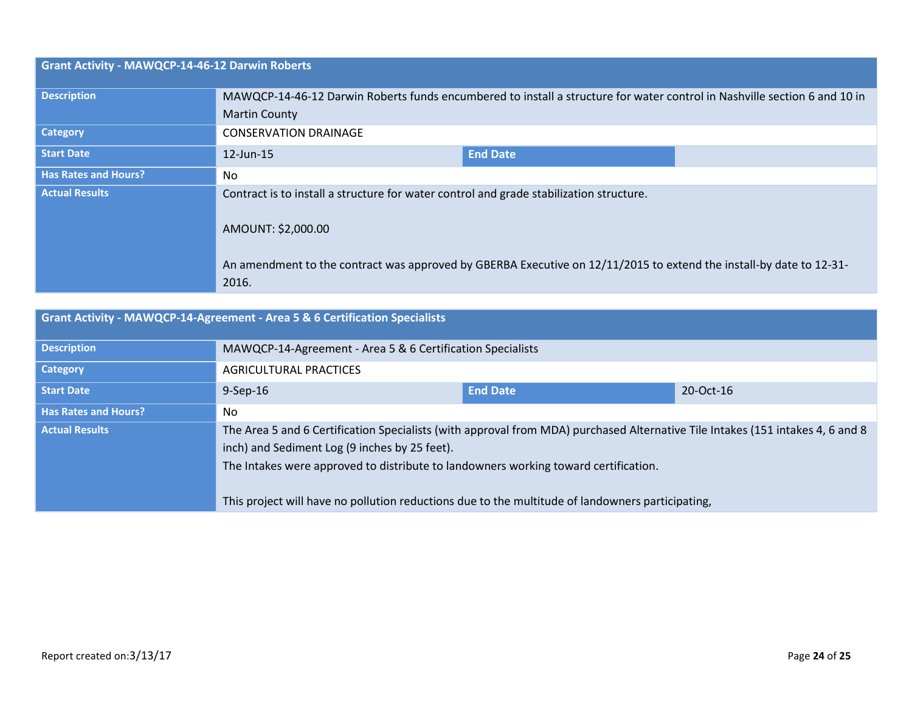| Grant Activity - MAWQCP-14-46-12 Darwin Roberts | | | |
|---|---|---|---|
| **Description** | MAWQCP-14-46-12 Darwin Roberts funds encumbered to install a structure for water control in Nashville section 6 and 10 in Martin County | | |
| **Category** | CONSERVATION DRAINAGE | | |
| **Start Date** | 12-Jun-15 | **End Date** | |
| **Has Rates and Hours?** | No | | |
| **Actual Results** | Contract is to install a structure for water control and grade stabilization structure.<br><br>AMOUNT: $2,000.00<br><br>An amendment to the contract was approved by GBERBA Executive on 12/11/2015 to extend the install-by date to 12-31-2016. | | |

| Grant Activity - MAWQCP-14-Agreement - Area 5 & 6 Certification Specialists | | | |
|---|---|---|---|
| **Description** | MAWQCP-14-Agreement - Area 5 & 6 Certification Specialists | | |
| **Category** | AGRICULTURAL PRACTICES | | |
| **Start Date** | 9-Sep-16 | **End Date** | 20-Oct-16 |
| **Has Rates and Hours?** | No | | |
| **Actual Results** | The Area 5 and 6 Certification Specialists (with approval from MDA) purchased Alternative Tile Intakes (151 intakes 4, 6 and 8 inch) and Sediment Log (9 inches by 25 feet).<br>The Intakes were approved to distribute to landowners working toward certification.<br><br>This project will have no pollution reductions due to the multitude of landowners participating, | | |

Report created on:3/13/17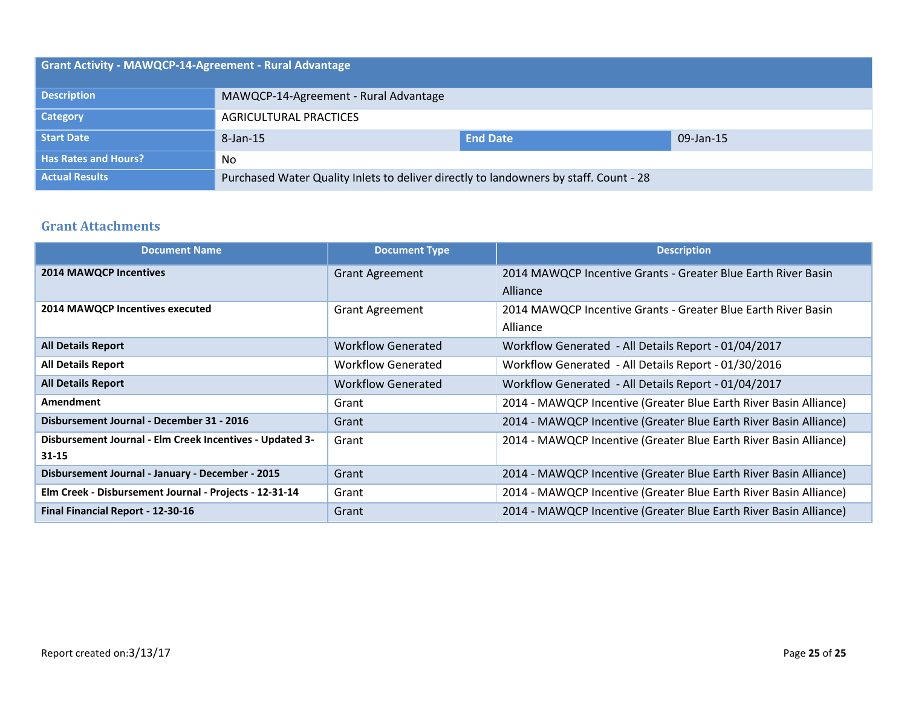| Grant Activity - MAWQCP-14-Agreement - Rural Advantage | | | |
|---|---|---|---|
| **Description** | MAWQCP-14-Agreement - Rural Advantage | | |
| **Category** | AGRICULTURAL PRACTICES | | |
| **Start Date** | 8-Jan-15 | **End Date** | 09-Jan-15 |
| **Has Rates and Hours?** | No | | |
| **Actual Results** | Purchased Water Quality Inlets to deliver directly to landowners by staff. Count - 28 | | |

## Grant Attachments

| Document Name | Document Type | Description |
|---|---|---|
| **2014 MAWQCP Incentives** | Grant Agreement | 2014 MAWQCP Incentive Grants - Greater Blue Earth River Basin Alliance |
| **2014 MAWQCP Incentives executed** | Grant Agreement | 2014 MAWQCP Incentive Grants - Greater Blue Earth River Basin Alliance |
| **All Details Report** | Workflow Generated | Workflow Generated - All Details Report - 01/04/2017 |
| **All Details Report** | Workflow Generated | Workflow Generated - All Details Report - 01/30/2016 |
| **All Details Report** | Workflow Generated | Workflow Generated - All Details Report - 01/04/2017 |
| **Amendment** | Grant | 2014 - MAWQCP Incentive (Greater Blue Earth River Basin Alliance) |
| **Disbursement Journal - December 31 - 2016** | Grant | 2014 - MAWQCP Incentive (Greater Blue Earth River Basin Alliance) |
| **Disbursement Journal - Elm Creek Incentives - Updated 3-31-15** | Grant | 2014 - MAWQCP Incentive (Greater Blue Earth River Basin Alliance) |
| **Disbursement Journal - January - December - 2015** | Grant | 2014 - MAWQCP Incentive (Greater Blue Earth River Basin Alliance) |
| **Elm Creek - Disbursement Journal - Projects - 12-31-14** | Grant | 2014 - MAWQCP Incentive (Greater Blue Earth River Basin Alliance) |
| **Final Financial Report - 12-30-16** | Grant | 2014 - MAWQCP Incentive (Greater Blue Earth River Basin Alliance) |

Report created on:3/13/17